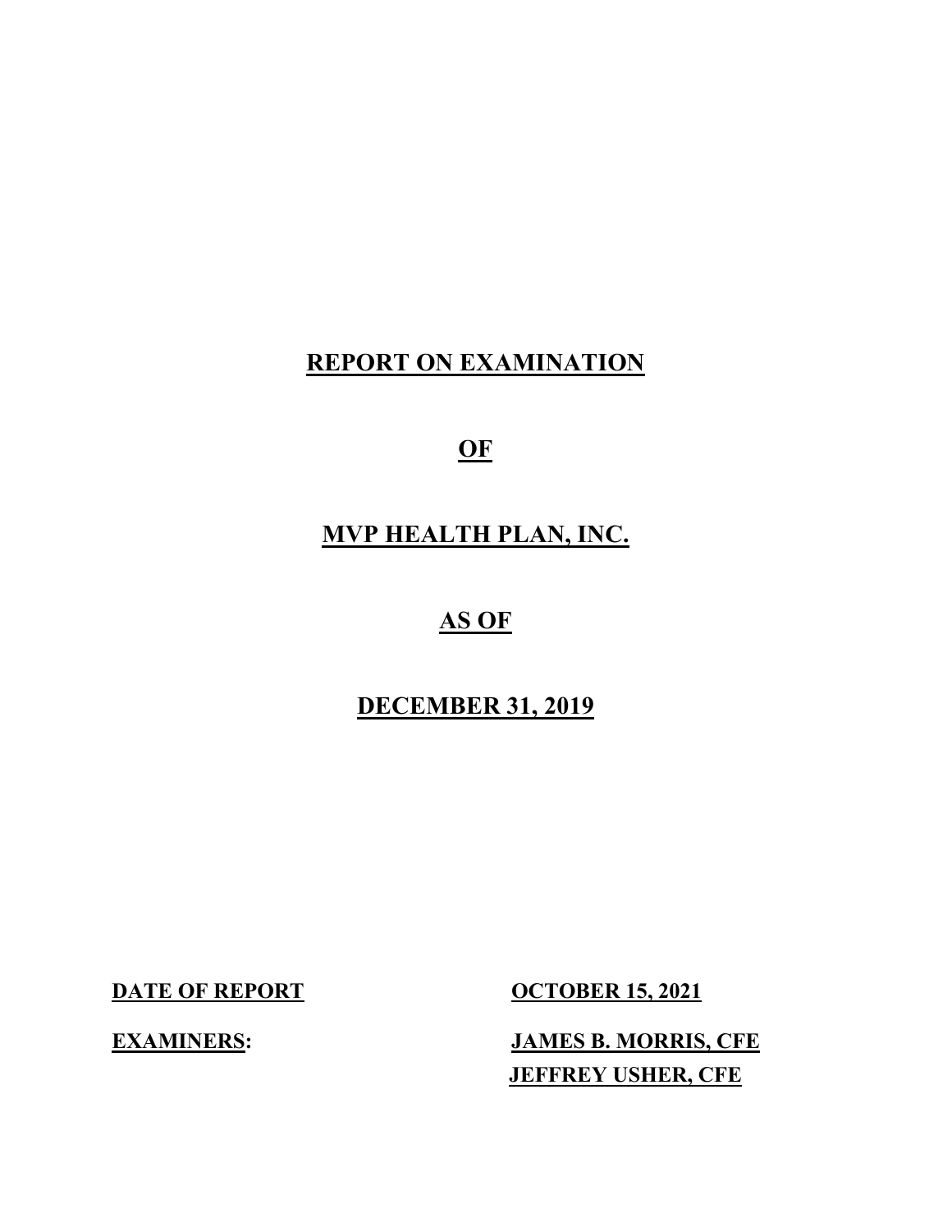# REPORT ON EXAMINATION

# OF

# MVP HEALTH PLAN, INC.

# AS OF

# DECEMBER 31, 2019

**DATE OF REPORT** **OCTOBER 15, 2021**

**EXAMINERS:** **JAMES B. MORRIS, CFE**
**JEFFREY USHER, CFE**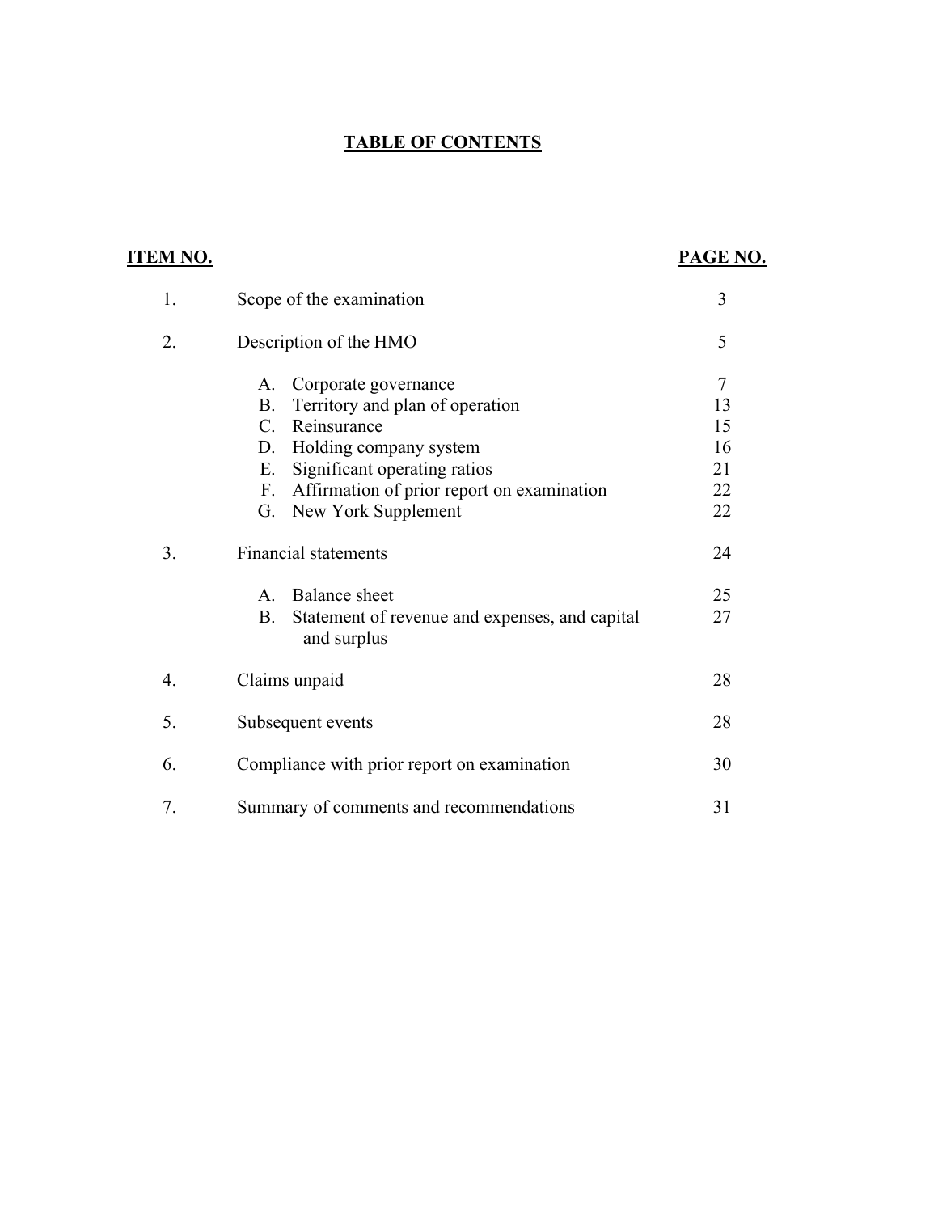# TABLE OF CONTENTS

| ITEM NO. | | PAGE NO. |
|---|---|---|
| 1. | Scope of the examination | 3 |
| 2. | Description of the HMO | 5 |
| | A. Corporate governance | 7 |
| | B. Territory and plan of operation | 13 |
| | C. Reinsurance | 15 |
| | D. Holding company system | 16 |
| | E. Significant operating ratios | 21 |
| | F. Affirmation of prior report on examination | 22 |
| | G. New York Supplement | 22 |
| 3. | Financial statements | 24 |
| | A. Balance sheet | 25 |
| | B. Statement of revenue and expenses, and capital and surplus | 27 |
| 4. | Claims unpaid | 28 |
| 5. | Subsequent events | 28 |
| 6. | Compliance with prior report on examination | 30 |
| 7. | Summary of comments and recommendations | 31 |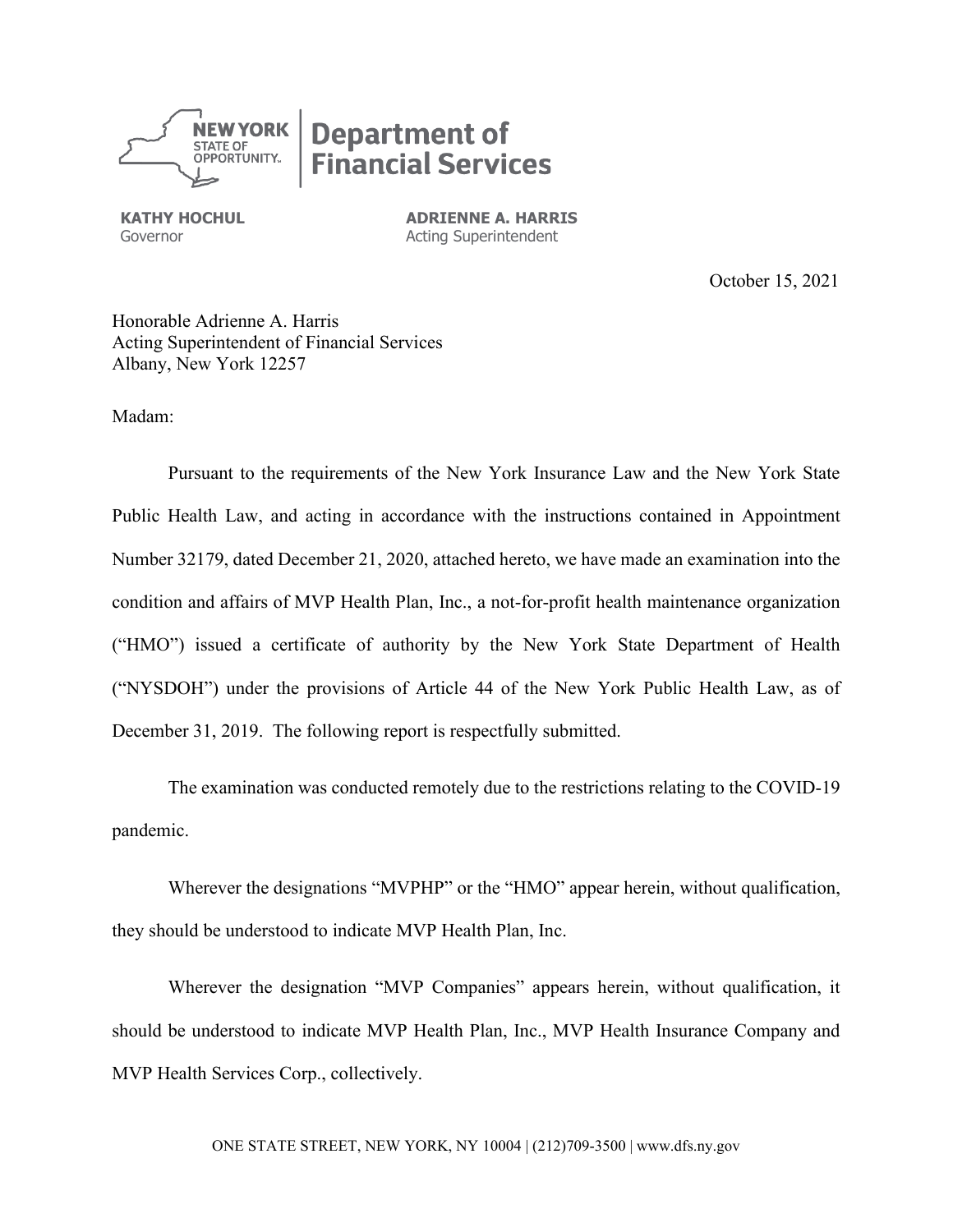**NEW YORK** STATE OF OPPORTUNITY. | **Department of Financial Services**

**KATHY HOCHUL**
Governor

**ADRIENNE A. HARRIS**
Acting Superintendent

October 15, 2021

Honorable Adrienne A. Harris
Acting Superintendent of Financial Services
Albany, New York 12257

Madam:

Pursuant to the requirements of the New York Insurance Law and the New York State Public Health Law, and acting in accordance with the instructions contained in Appointment Number 32179, dated December 21, 2020, attached hereto, we have made an examination into the condition and affairs of MVP Health Plan, Inc., a not-for-profit health maintenance organization ("HMO") issued a certificate of authority by the New York State Department of Health ("NYSDOH") under the provisions of Article 44 of the New York Public Health Law, as of December 31, 2019. The following report is respectfully submitted.

The examination was conducted remotely due to the restrictions relating to the COVID-19 pandemic.

Wherever the designations "MVPHP" or the "HMO" appear herein, without qualification, they should be understood to indicate MVP Health Plan, Inc.

Wherever the designation "MVP Companies" appears herein, without qualification, it should be understood to indicate MVP Health Plan, Inc., MVP Health Insurance Company and MVP Health Services Corp., collectively.

ONE STATE STREET, NEW YORK, NY 10004 | (212)709-3500 | www.dfs.ny.gov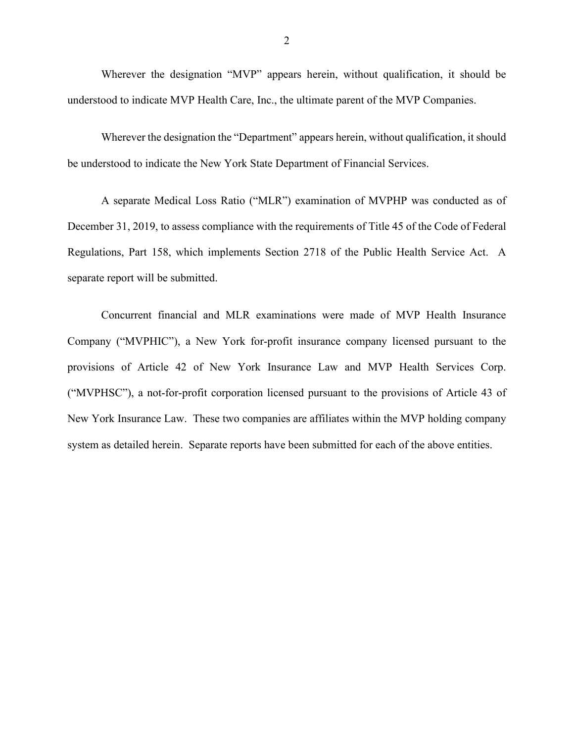Wherever the designation "MVP" appears herein, without qualification, it should be understood to indicate MVP Health Care, Inc., the ultimate parent of the MVP Companies.

Wherever the designation the "Department" appears herein, without qualification, it should be understood to indicate the New York State Department of Financial Services.

A separate Medical Loss Ratio ("MLR") examination of MVPHP was conducted as of December 31, 2019, to assess compliance with the requirements of Title 45 of the Code of Federal Regulations, Part 158, which implements Section 2718 of the Public Health Service Act. A separate report will be submitted.

Concurrent financial and MLR examinations were made of MVP Health Insurance Company ("MVPHIC"), a New York for-profit insurance company licensed pursuant to the provisions of Article 42 of New York Insurance Law and MVP Health Services Corp. ("MVPHSC"), a not-for-profit corporation licensed pursuant to the provisions of Article 43 of New York Insurance Law. These two companies are affiliates within the MVP holding company system as detailed herein. Separate reports have been submitted for each of the above entities.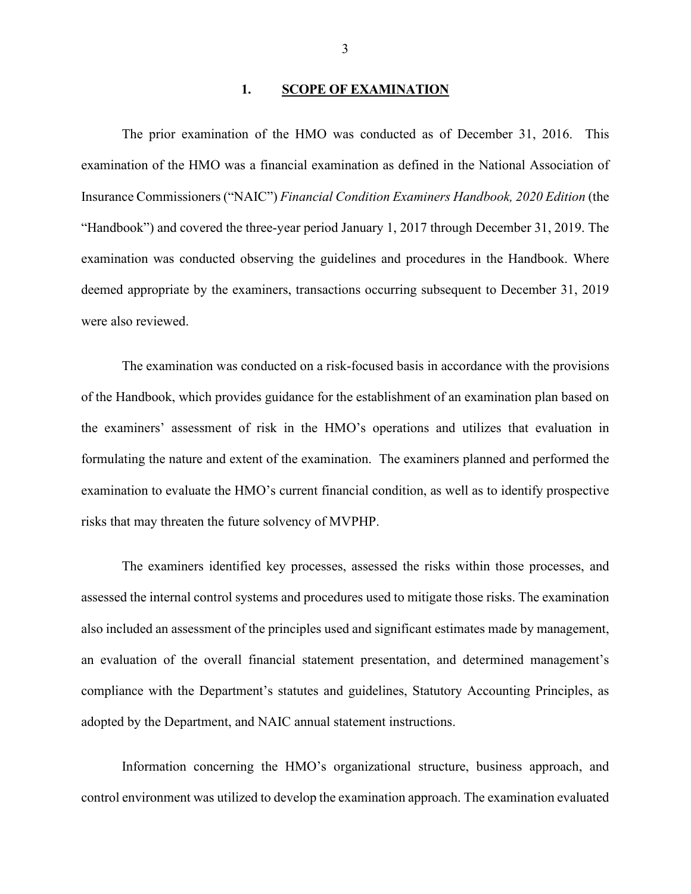## 1. SCOPE OF EXAMINATION

The prior examination of the HMO was conducted as of December 31, 2016. This examination of the HMO was a financial examination as defined in the National Association of Insurance Commissioners ("NAIC") *Financial Condition Examiners Handbook, 2020 Edition* (the "Handbook") and covered the three-year period January 1, 2017 through December 31, 2019. The examination was conducted observing the guidelines and procedures in the Handbook. Where deemed appropriate by the examiners, transactions occurring subsequent to December 31, 2019 were also reviewed.

The examination was conducted on a risk-focused basis in accordance with the provisions of the Handbook, which provides guidance for the establishment of an examination plan based on the examiners' assessment of risk in the HMO's operations and utilizes that evaluation in formulating the nature and extent of the examination. The examiners planned and performed the examination to evaluate the HMO's current financial condition, as well as to identify prospective risks that may threaten the future solvency of MVPHP.

The examiners identified key processes, assessed the risks within those processes, and assessed the internal control systems and procedures used to mitigate those risks. The examination also included an assessment of the principles used and significant estimates made by management, an evaluation of the overall financial statement presentation, and determined management's compliance with the Department's statutes and guidelines, Statutory Accounting Principles, as adopted by the Department, and NAIC annual statement instructions.

Information concerning the HMO's organizational structure, business approach, and control environment was utilized to develop the examination approach. The examination evaluated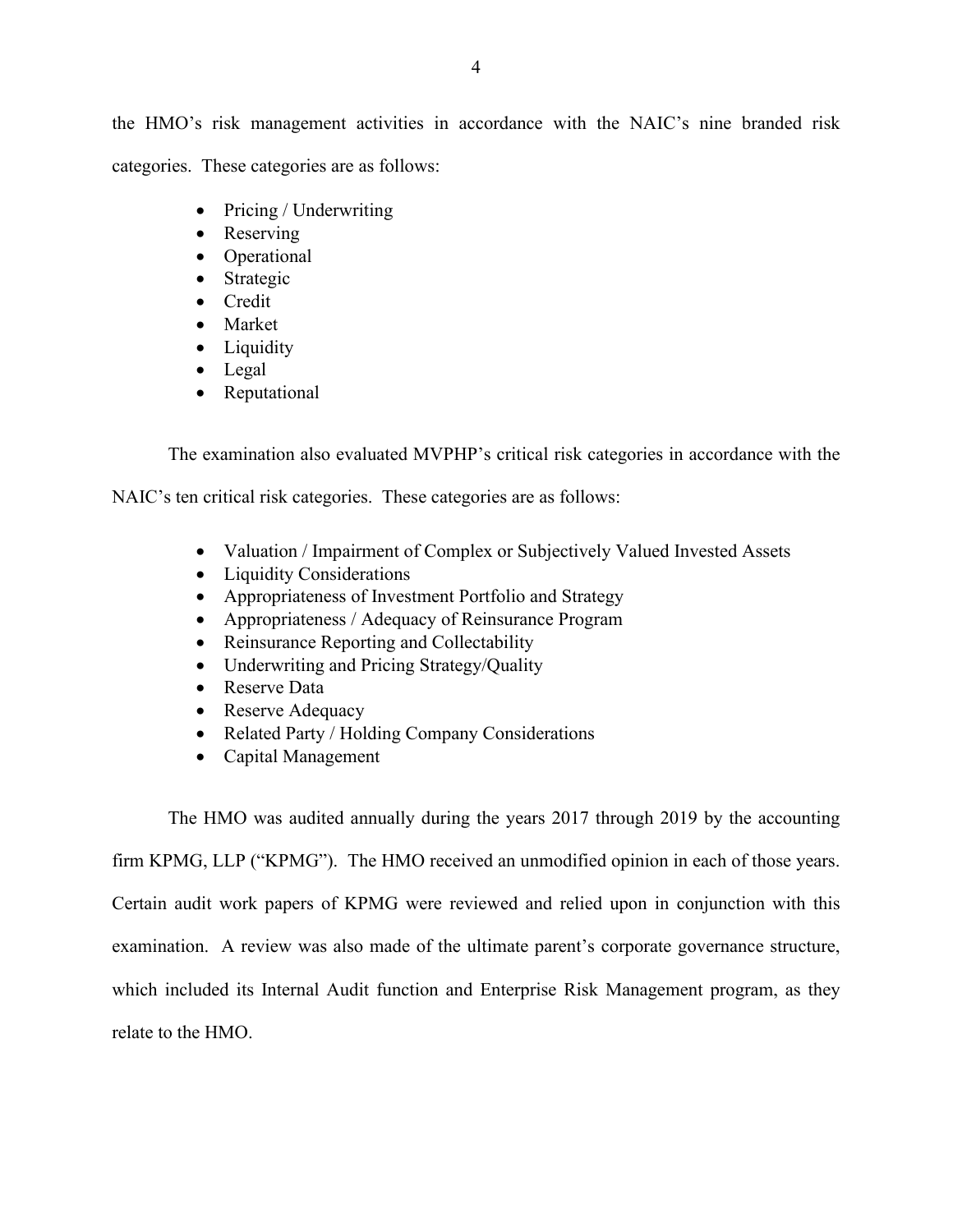the HMO's risk management activities in accordance with the NAIC's nine branded risk categories. These categories are as follows:

- Pricing / Underwriting
- Reserving
- Operational
- Strategic
- Credit
- Market
- Liquidity
- Legal
- Reputational

The examination also evaluated MVPHP's critical risk categories in accordance with the NAIC's ten critical risk categories. These categories are as follows:

- Valuation / Impairment of Complex or Subjectively Valued Invested Assets
- Liquidity Considerations
- Appropriateness of Investment Portfolio and Strategy
- Appropriateness / Adequacy of Reinsurance Program
- Reinsurance Reporting and Collectability
- Underwriting and Pricing Strategy/Quality
- Reserve Data
- Reserve Adequacy
- Related Party / Holding Company Considerations
- Capital Management

The HMO was audited annually during the years 2017 through 2019 by the accounting firm KPMG, LLP ("KPMG"). The HMO received an unmodified opinion in each of those years. Certain audit work papers of KPMG were reviewed and relied upon in conjunction with this examination. A review was also made of the ultimate parent's corporate governance structure, which included its Internal Audit function and Enterprise Risk Management program, as they relate to the HMO.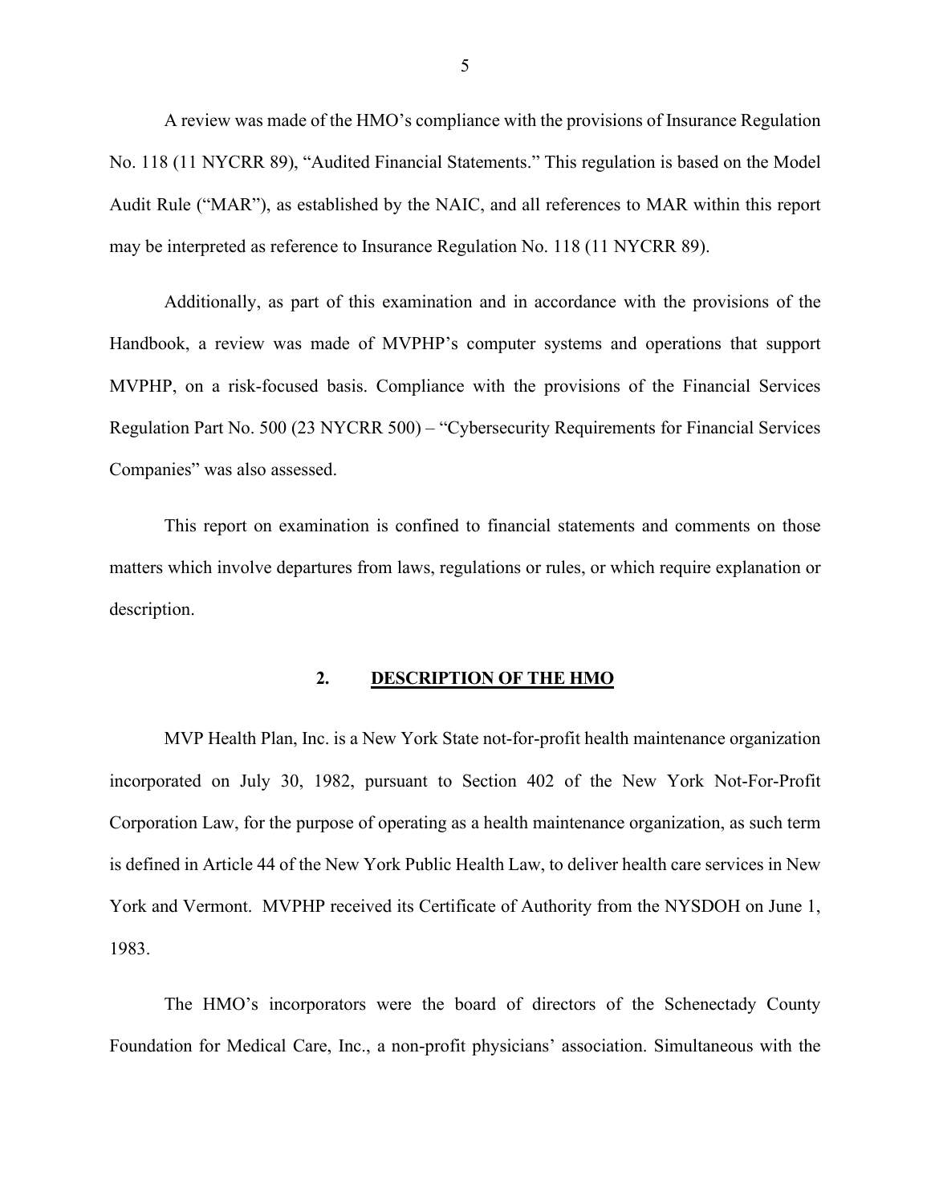A review was made of the HMO's compliance with the provisions of Insurance Regulation No. 118 (11 NYCRR 89), "Audited Financial Statements." This regulation is based on the Model Audit Rule ("MAR"), as established by the NAIC, and all references to MAR within this report may be interpreted as reference to Insurance Regulation No. 118 (11 NYCRR 89).

Additionally, as part of this examination and in accordance with the provisions of the Handbook, a review was made of MVPHP's computer systems and operations that support MVPHP, on a risk-focused basis. Compliance with the provisions of the Financial Services Regulation Part No. 500 (23 NYCRR 500) – "Cybersecurity Requirements for Financial Services Companies" was also assessed.

This report on examination is confined to financial statements and comments on those matters which involve departures from laws, regulations or rules, or which require explanation or description.

## 2. DESCRIPTION OF THE HMO

MVP Health Plan, Inc. is a New York State not-for-profit health maintenance organization incorporated on July 30, 1982, pursuant to Section 402 of the New York Not-For-Profit Corporation Law, for the purpose of operating as a health maintenance organization, as such term is defined in Article 44 of the New York Public Health Law, to deliver health care services in New York and Vermont. MVPHP received its Certificate of Authority from the NYSDOH on June 1, 1983.

The HMO's incorporators were the board of directors of the Schenectady County Foundation for Medical Care, Inc., a non-profit physicians' association. Simultaneous with the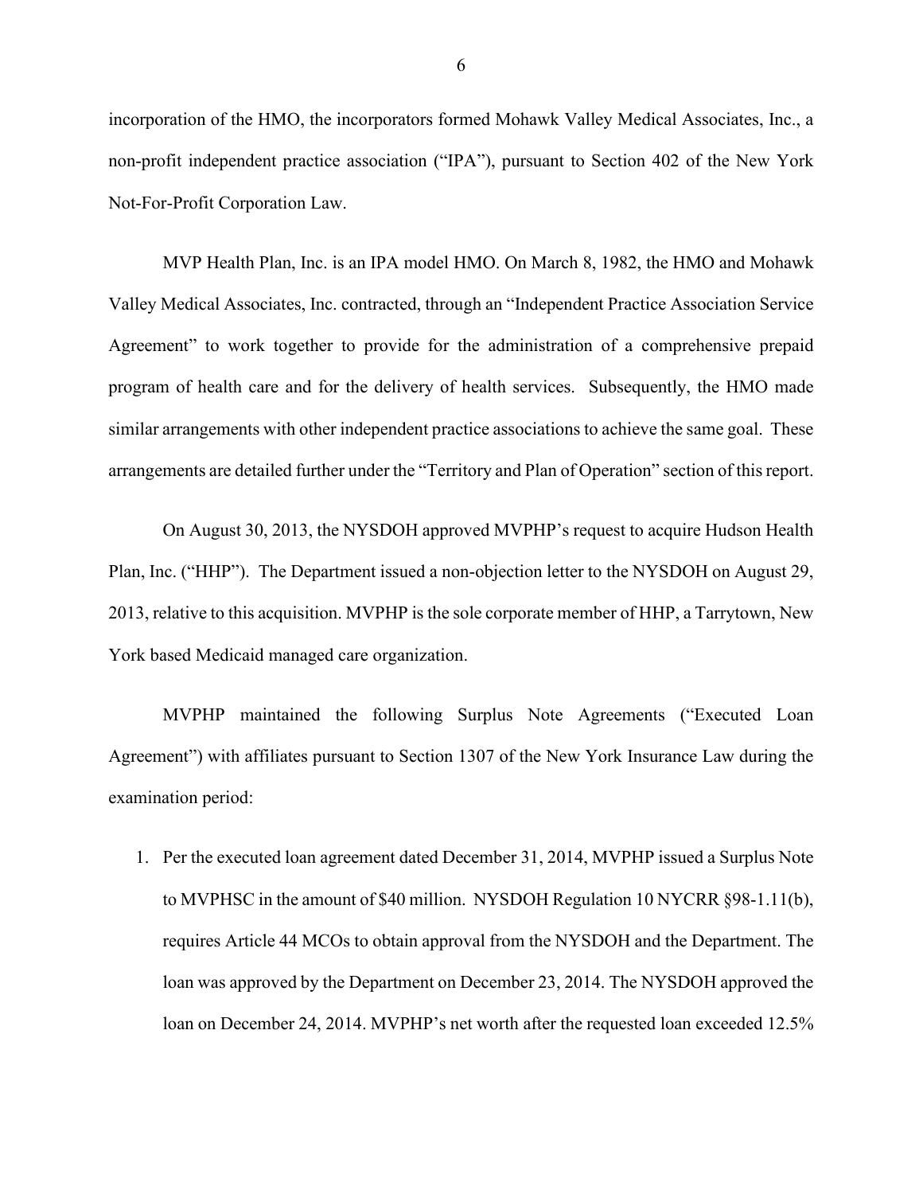incorporation of the HMO, the incorporators formed Mohawk Valley Medical Associates, Inc., a non-profit independent practice association ("IPA"), pursuant to Section 402 of the New York Not-For-Profit Corporation Law.

MVP Health Plan, Inc. is an IPA model HMO. On March 8, 1982, the HMO and Mohawk Valley Medical Associates, Inc. contracted, through an "Independent Practice Association Service Agreement" to work together to provide for the administration of a comprehensive prepaid program of health care and for the delivery of health services. Subsequently, the HMO made similar arrangements with other independent practice associations to achieve the same goal. These arrangements are detailed further under the "Territory and Plan of Operation" section of this report.

On August 30, 2013, the NYSDOH approved MVPHP's request to acquire Hudson Health Plan, Inc. ("HHP"). The Department issued a non-objection letter to the NYSDOH on August 29, 2013, relative to this acquisition. MVPHP is the sole corporate member of HHP, a Tarrytown, New York based Medicaid managed care organization.

MVPHP maintained the following Surplus Note Agreements ("Executed Loan Agreement") with affiliates pursuant to Section 1307 of the New York Insurance Law during the examination period:

1. Per the executed loan agreement dated December 31, 2014, MVPHP issued a Surplus Note to MVPHSC in the amount of $40 million. NYSDOH Regulation 10 NYCRR §98-1.11(b), requires Article 44 MCOs to obtain approval from the NYSDOH and the Department. The loan was approved by the Department on December 23, 2014. The NYSDOH approved the loan on December 24, 2014. MVPHP's net worth after the requested loan exceeded 12.5%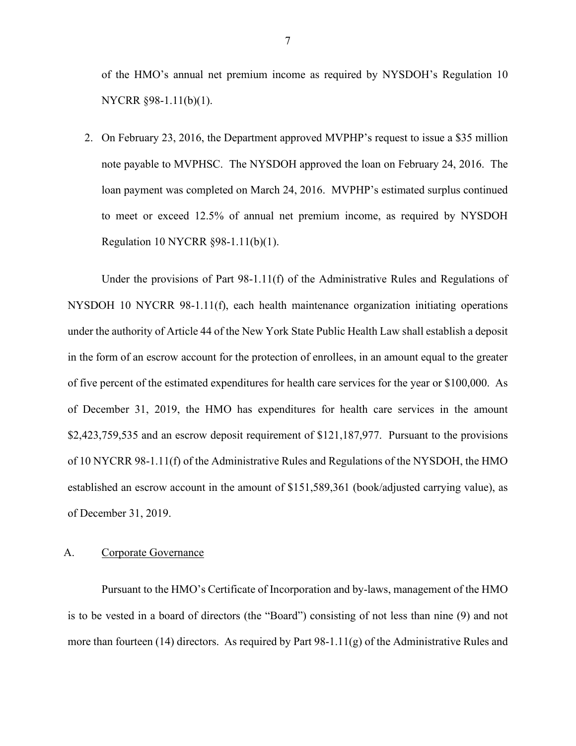of the HMO's annual net premium income as required by NYSDOH's Regulation 10 NYCRR §98-1.11(b)(1).

2. On February 23, 2016, the Department approved MVPHP's request to issue a $35 million note payable to MVPHSC. The NYSDOH approved the loan on February 24, 2016. The loan payment was completed on March 24, 2016. MVPHP's estimated surplus continued to meet or exceed 12.5% of annual net premium income, as required by NYSDOH Regulation 10 NYCRR §98-1.11(b)(1).

Under the provisions of Part 98-1.11(f) of the Administrative Rules and Regulations of NYSDOH 10 NYCRR 98-1.11(f), each health maintenance organization initiating operations under the authority of Article 44 of the New York State Public Health Law shall establish a deposit in the form of an escrow account for the protection of enrollees, in an amount equal to the greater of five percent of the estimated expenditures for health care services for the year or $100,000. As of December 31, 2019, the HMO has expenditures for health care services in the amount $2,423,759,535 and an escrow deposit requirement of $121,187,977. Pursuant to the provisions of 10 NYCRR 98-1.11(f) of the Administrative Rules and Regulations of the NYSDOH, the HMO established an escrow account in the amount of $151,589,361 (book/adjusted carrying value), as of December 31, 2019.

## A. Corporate Governance

Pursuant to the HMO's Certificate of Incorporation and by-laws, management of the HMO is to be vested in a board of directors (the "Board") consisting of not less than nine (9) and not more than fourteen (14) directors. As required by Part 98-1.11(g) of the Administrative Rules and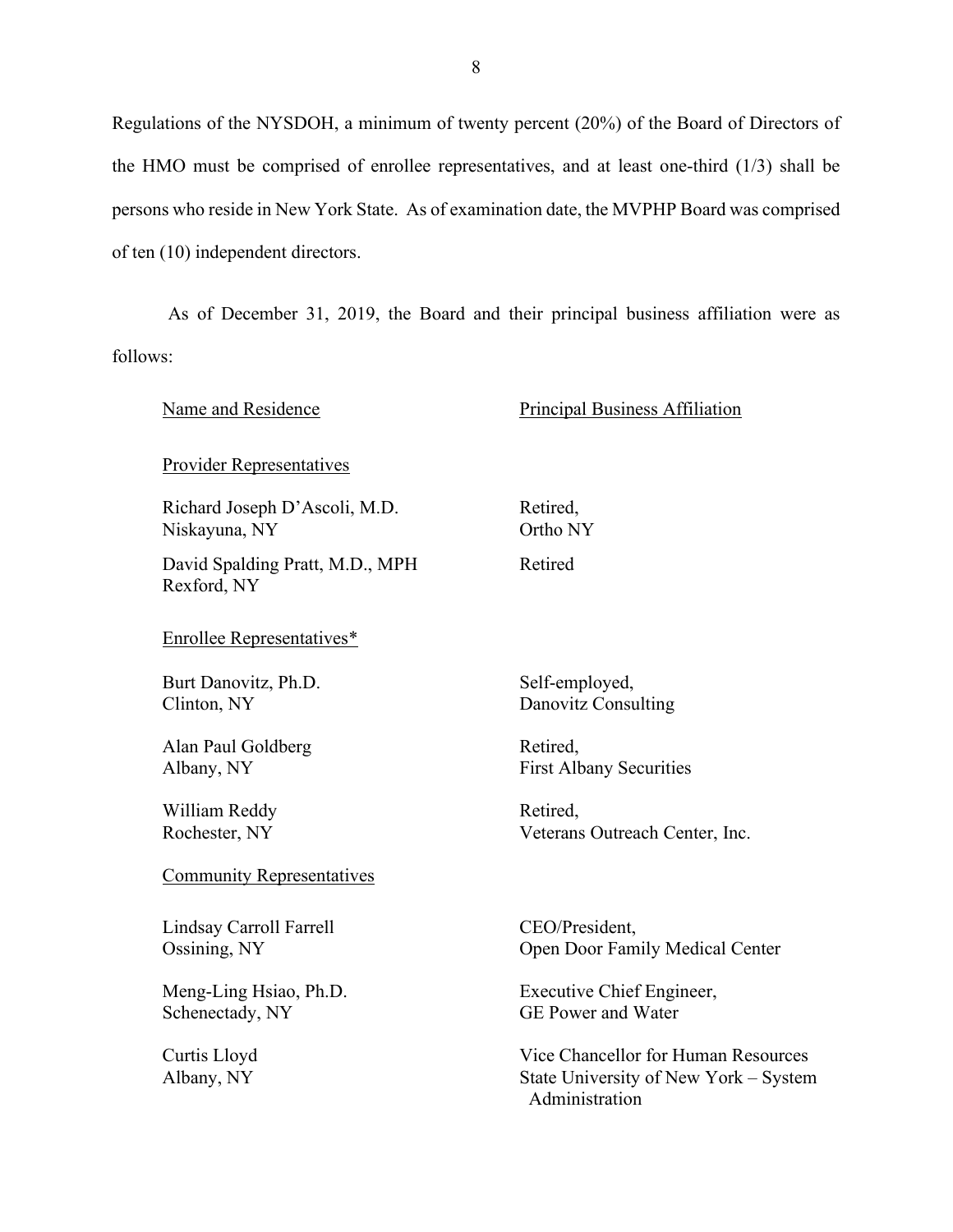Regulations of the NYSDOH, a minimum of twenty percent (20%) of the Board of Directors of the HMO must be comprised of enrollee representatives, and at least one-third (1/3) shall be persons who reside in New York State. As of examination date, the MVPHP Board was comprised of ten (10) independent directors.

As of December 31, 2019, the Board and their principal business affiliation were as follows:

| Name and Residence | Principal Business Affiliation |
|---|---|
| **Provider Representatives** | |
| Richard Joseph D'Ascoli, M.D.<br>Niskayuna, NY | Retired,<br>Ortho NY |
| David Spalding Pratt, M.D., MPH<br>Rexford, NY | Retired |
| **Enrollee Representatives*** | |
| Burt Danovitz, Ph.D.<br>Clinton, NY | Self-employed,<br>Danovitz Consulting |
| Alan Paul Goldberg<br>Albany, NY | Retired,<br>First Albany Securities |
| William Reddy<br>Rochester, NY | Retired,<br>Veterans Outreach Center, Inc. |
| **Community Representatives** | |
| Lindsay Carroll Farrell<br>Ossining, NY | CEO/President,<br>Open Door Family Medical Center |
| Meng-Ling Hsiao, Ph.D.<br>Schenectady, NY | Executive Chief Engineer,<br>GE Power and Water |
| Curtis Lloyd<br>Albany, NY | Vice Chancellor for Human Resources<br>State University of New York – System Administration |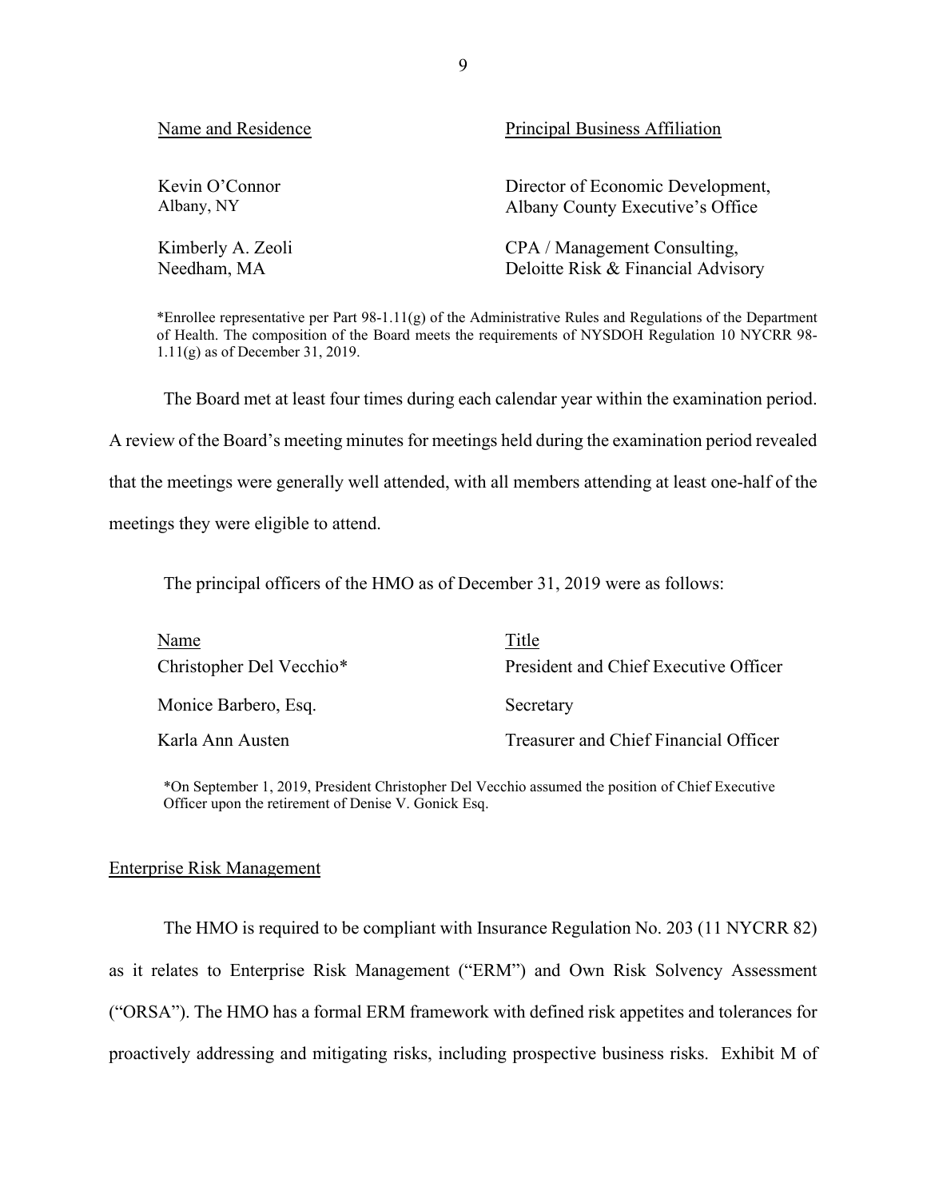| Name and Residence | Principal Business Affiliation |
|---|---|
| Kevin O’Connor<br>Albany, NY | Director of Economic Development,<br>Albany County Executive’s Office |
| Kimberly A. Zeoli<br>Needham, MA | CPA / Management Consulting,<br>Deloitte Risk & Financial Advisory |

*Enrollee representative per Part 98-1.11(g) of the Administrative Rules and Regulations of the Department of Health. The composition of the Board meets the requirements of NYSDOH Regulation 10 NYCRR 98-1.11(g) as of December 31, 2019.

The Board met at least four times during each calendar year within the examination period. A review of the Board’s meeting minutes for meetings held during the examination period revealed that the meetings were generally well attended, with all members attending at least one-half of the meetings they were eligible to attend.

The principal officers of the HMO as of December 31, 2019 were as follows:

| Name | Title |
|---|---|
| Christopher Del Vecchio* | President and Chief Executive Officer |
| Monice Barbero, Esq. | Secretary |
| Karla Ann Austen | Treasurer and Chief Financial Officer |

*On September 1, 2019, President Christopher Del Vecchio assumed the position of Chief Executive Officer upon the retirement of Denise V. Gonick Esq.

## Enterprise Risk Management

The HMO is required to be compliant with Insurance Regulation No. 203 (11 NYCRR 82) as it relates to Enterprise Risk Management (“ERM”) and Own Risk Solvency Assessment (“ORSA”). The HMO has a formal ERM framework with defined risk appetites and tolerances for proactively addressing and mitigating risks, including prospective business risks. Exhibit M of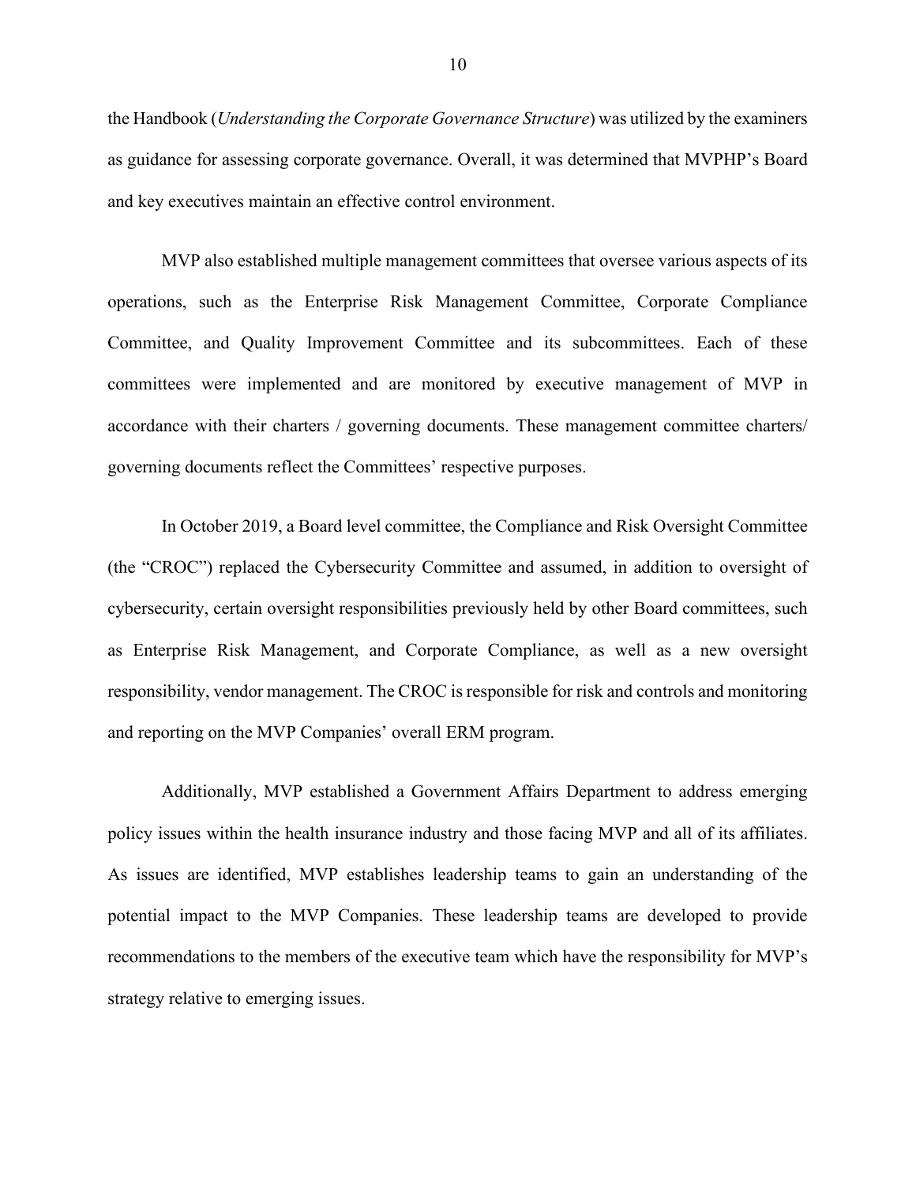the Handbook (*Understanding the Corporate Governance Structure*) was utilized by the examiners as guidance for assessing corporate governance. Overall, it was determined that MVPHP's Board and key executives maintain an effective control environment.

MVP also established multiple management committees that oversee various aspects of its operations, such as the Enterprise Risk Management Committee, Corporate Compliance Committee, and Quality Improvement Committee and its subcommittees. Each of these committees were implemented and are monitored by executive management of MVP in accordance with their charters / governing documents. These management committee charters/ governing documents reflect the Committees' respective purposes.

In October 2019, a Board level committee, the Compliance and Risk Oversight Committee (the "CROC") replaced the Cybersecurity Committee and assumed, in addition to oversight of cybersecurity, certain oversight responsibilities previously held by other Board committees, such as Enterprise Risk Management, and Corporate Compliance, as well as a new oversight responsibility, vendor management. The CROC is responsible for risk and controls and monitoring and reporting on the MVP Companies' overall ERM program.

Additionally, MVP established a Government Affairs Department to address emerging policy issues within the health insurance industry and those facing MVP and all of its affiliates. As issues are identified, MVP establishes leadership teams to gain an understanding of the potential impact to the MVP Companies. These leadership teams are developed to provide recommendations to the members of the executive team which have the responsibility for MVP's strategy relative to emerging issues.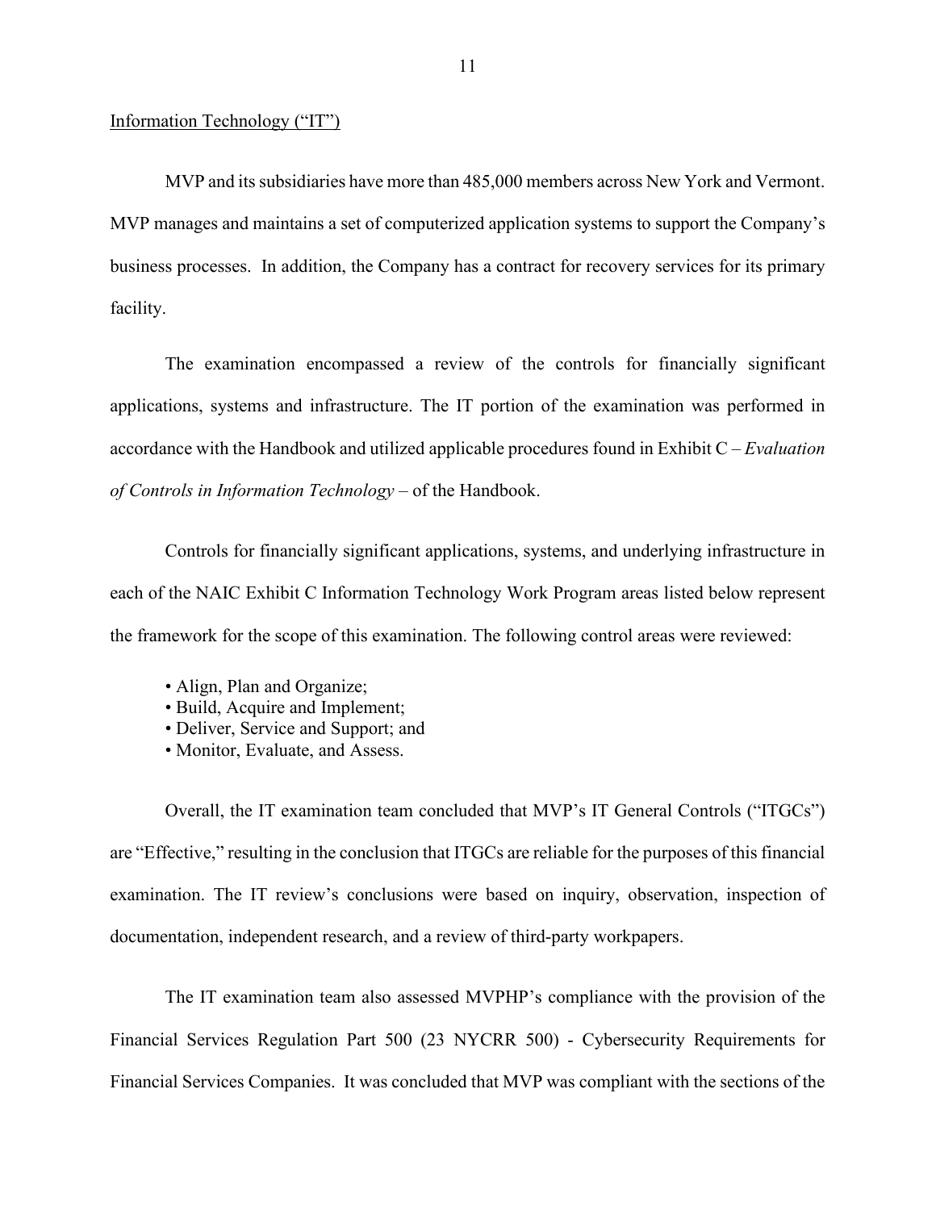Information Technology ("IT")

MVP and its subsidiaries have more than 485,000 members across New York and Vermont. MVP manages and maintains a set of computerized application systems to support the Company's business processes. In addition, the Company has a contract for recovery services for its primary facility.

The examination encompassed a review of the controls for financially significant applications, systems and infrastructure. The IT portion of the examination was performed in accordance with the Handbook and utilized applicable procedures found in Exhibit C – *Evaluation of Controls in Information Technology* – of the Handbook.

Controls for financially significant applications, systems, and underlying infrastructure in each of the NAIC Exhibit C Information Technology Work Program areas listed below represent the framework for the scope of this examination. The following control areas were reviewed:

- Align, Plan and Organize;
- Build, Acquire and Implement;
- Deliver, Service and Support; and
- Monitor, Evaluate, and Assess.

Overall, the IT examination team concluded that MVP's IT General Controls ("ITGCs") are "Effective," resulting in the conclusion that ITGCs are reliable for the purposes of this financial examination. The IT review's conclusions were based on inquiry, observation, inspection of documentation, independent research, and a review of third-party workpapers.

The IT examination team also assessed MVPHP's compliance with the provision of the Financial Services Regulation Part 500 (23 NYCRR 500) - Cybersecurity Requirements for Financial Services Companies. It was concluded that MVP was compliant with the sections of the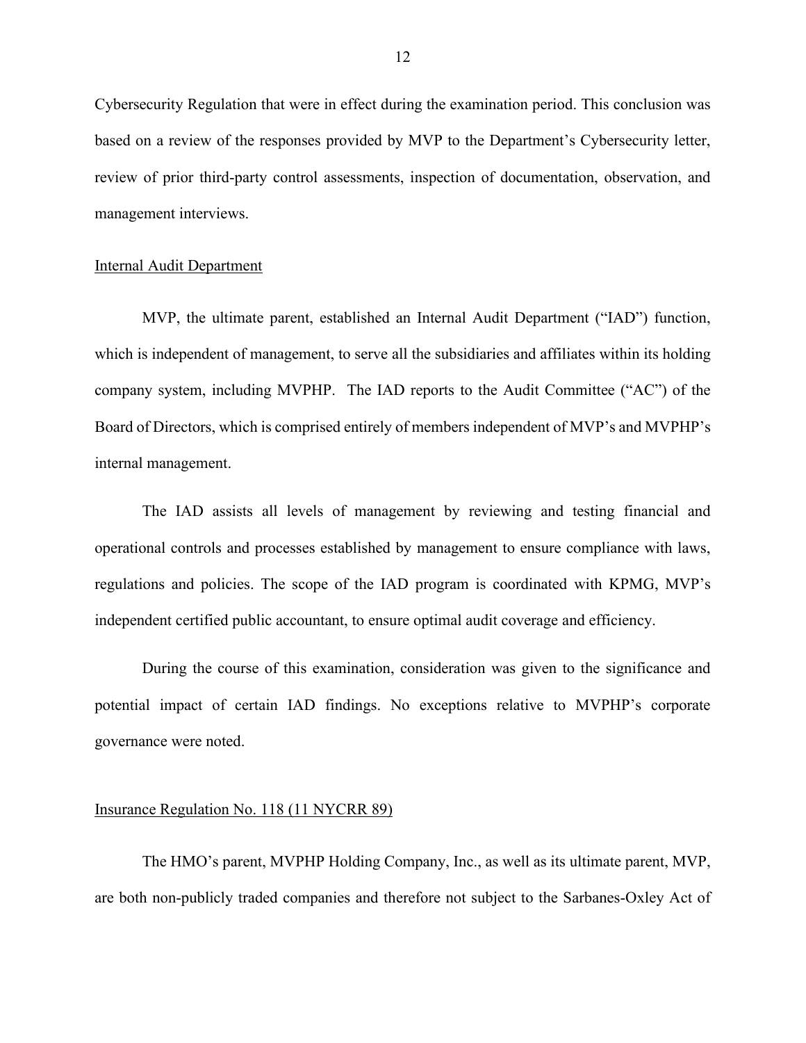Cybersecurity Regulation that were in effect during the examination period. This conclusion was based on a review of the responses provided by MVP to the Department's Cybersecurity letter, review of prior third-party control assessments, inspection of documentation, observation, and management interviews.

## Internal Audit Department

MVP, the ultimate parent, established an Internal Audit Department ("IAD") function, which is independent of management, to serve all the subsidiaries and affiliates within its holding company system, including MVPHP. The IAD reports to the Audit Committee ("AC") of the Board of Directors, which is comprised entirely of members independent of MVP's and MVPHP's internal management.

The IAD assists all levels of management by reviewing and testing financial and operational controls and processes established by management to ensure compliance with laws, regulations and policies. The scope of the IAD program is coordinated with KPMG, MVP's independent certified public accountant, to ensure optimal audit coverage and efficiency.

During the course of this examination, consideration was given to the significance and potential impact of certain IAD findings. No exceptions relative to MVPHP's corporate governance were noted.

## Insurance Regulation No. 118 (11 NYCRR 89)

The HMO's parent, MVPHP Holding Company, Inc., as well as its ultimate parent, MVP, are both non-publicly traded companies and therefore not subject to the Sarbanes-Oxley Act of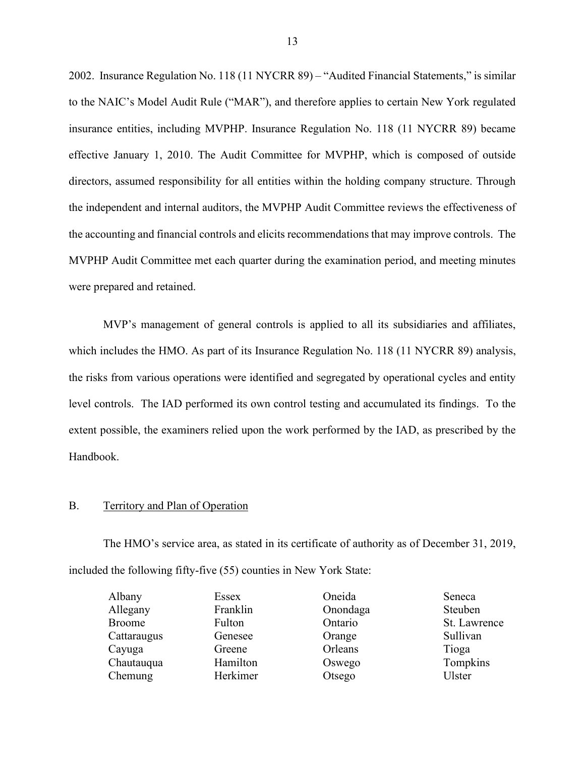2002. Insurance Regulation No. 118 (11 NYCRR 89) – "Audited Financial Statements," is similar to the NAIC's Model Audit Rule ("MAR"), and therefore applies to certain New York regulated insurance entities, including MVPHP. Insurance Regulation No. 118 (11 NYCRR 89) became effective January 1, 2010. The Audit Committee for MVPHP, which is composed of outside directors, assumed responsibility for all entities within the holding company structure. Through the independent and internal auditors, the MVPHP Audit Committee reviews the effectiveness of the accounting and financial controls and elicits recommendations that may improve controls. The MVPHP Audit Committee met each quarter during the examination period, and meeting minutes were prepared and retained.

MVP's management of general controls is applied to all its subsidiaries and affiliates, which includes the HMO. As part of its Insurance Regulation No. 118 (11 NYCRR 89) analysis, the risks from various operations were identified and segregated by operational cycles and entity level controls. The IAD performed its own control testing and accumulated its findings. To the extent possible, the examiners relied upon the work performed by the IAD, as prescribed by the Handbook.

## B. Territory and Plan of Operation

The HMO's service area, as stated in its certificate of authority as of December 31, 2019, included the following fifty-five (55) counties in New York State:

| | | | |
|---|---|---|---|
| Albany | Essex | Oneida | Seneca |
| Allegany | Franklin | Onondaga | Steuben |
| Broome | Fulton | Ontario | St. Lawrence |
| Cattaraugus | Genesee | Orange | Sullivan |
| Cayuga | Greene | Orleans | Tioga |
| Chautauqua | Hamilton | Oswego | Tompkins |
| Chemung | Herkimer | Otsego | Ulster |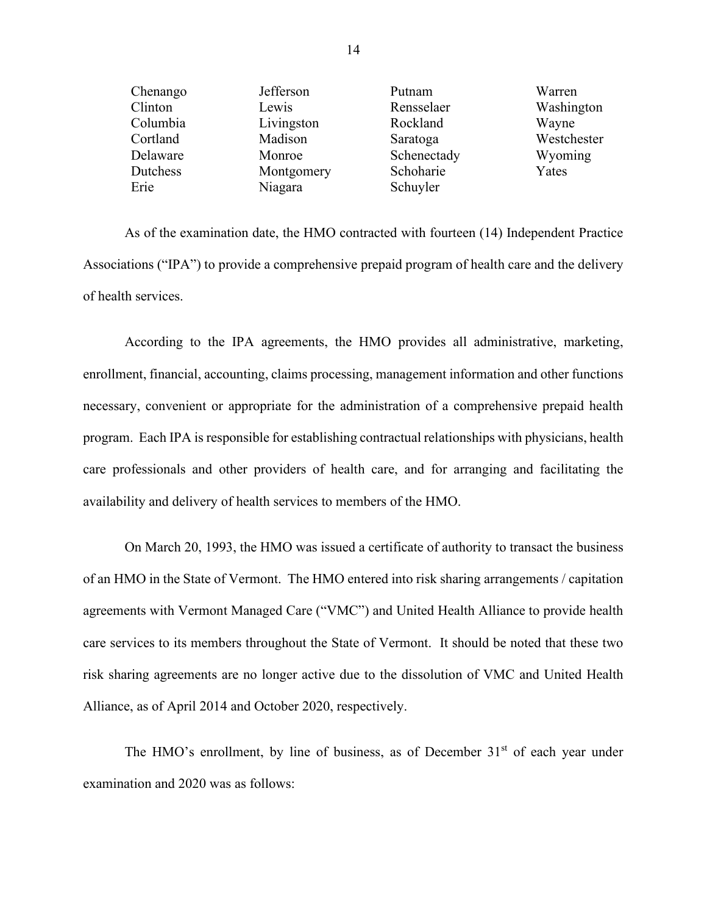| | | | |
|---|---|---|---|
| Chenango | Jefferson | Putnam | Warren |
| Clinton | Lewis | Rensselaer | Washington |
| Columbia | Livingston | Rockland | Wayne |
| Cortland | Madison | Saratoga | Westchester |
| Delaware | Monroe | Schenectady | Wyoming |
| Dutchess | Montgomery | Schoharie | Yates |
| Erie | Niagara | Schuyler | |

As of the examination date, the HMO contracted with fourteen (14) Independent Practice Associations ("IPA") to provide a comprehensive prepaid program of health care and the delivery of health services.

According to the IPA agreements, the HMO provides all administrative, marketing, enrollment, financial, accounting, claims processing, management information and other functions necessary, convenient or appropriate for the administration of a comprehensive prepaid health program. Each IPA is responsible for establishing contractual relationships with physicians, health care professionals and other providers of health care, and for arranging and facilitating the availability and delivery of health services to members of the HMO.

On March 20, 1993, the HMO was issued a certificate of authority to transact the business of an HMO in the State of Vermont. The HMO entered into risk sharing arrangements / capitation agreements with Vermont Managed Care ("VMC") and United Health Alliance to provide health care services to its members throughout the State of Vermont. It should be noted that these two risk sharing agreements are no longer active due to the dissolution of VMC and United Health Alliance, as of April 2014 and October 2020, respectively.

The HMO's enrollment, by line of business, as of December 31st of each year under examination and 2020 was as follows: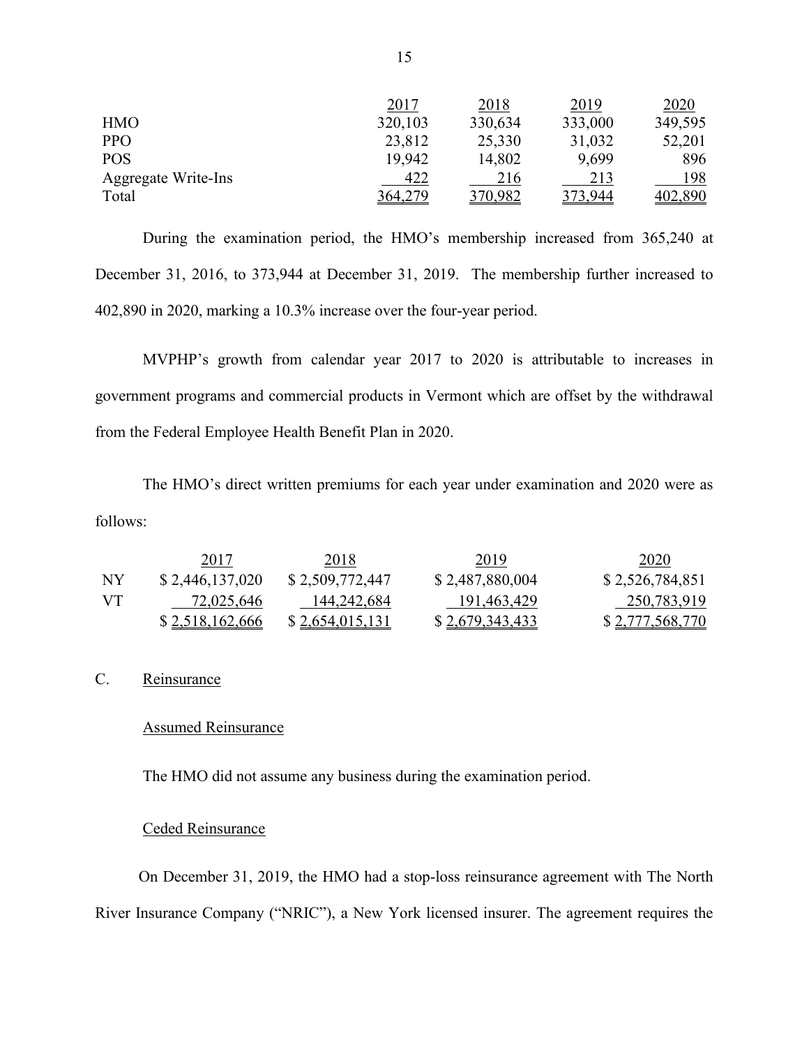| | 2017 | 2018 | 2019 | 2020 |
|---|---|---|---|---|
| HMO | 320,103 | 330,634 | 333,000 | 349,595 |
| PPO | 23,812 | 25,330 | 31,032 | 52,201 |
| POS | 19,942 | 14,802 | 9,699 | 896 |
| Aggregate Write-Ins | 422 | 216 | 213 | 198 |
| Total | 364,279 | 370,982 | 373,944 | 402,890 |

During the examination period, the HMO's membership increased from 365,240 at December 31, 2016, to 373,944 at December 31, 2019. The membership further increased to 402,890 in 2020, marking a 10.3% increase over the four-year period.

MVPHP's growth from calendar year 2017 to 2020 is attributable to increases in government programs and commercial products in Vermont which are offset by the withdrawal from the Federal Employee Health Benefit Plan in 2020.

The HMO's direct written premiums for each year under examination and 2020 were as follows:

| | 2017 | 2018 | 2019 | 2020 |
|---|---|---|---|---|
| NY | $ 2,446,137,020 | $ 2,509,772,447 | $ 2,487,880,004 | $ 2,526,784,851 |
| VT | 72,025,646 | 144,242,684 | 191,463,429 | 250,783,919 |
| | $ 2,518,162,666 | $ 2,654,015,131 | $ 2,679,343,433 | $ 2,777,568,770 |

C. Reinsurance

Assumed Reinsurance

The HMO did not assume any business during the examination period.

Ceded Reinsurance

On December 31, 2019, the HMO had a stop-loss reinsurance agreement with The North River Insurance Company ("NRIC"), a New York licensed insurer. The agreement requires the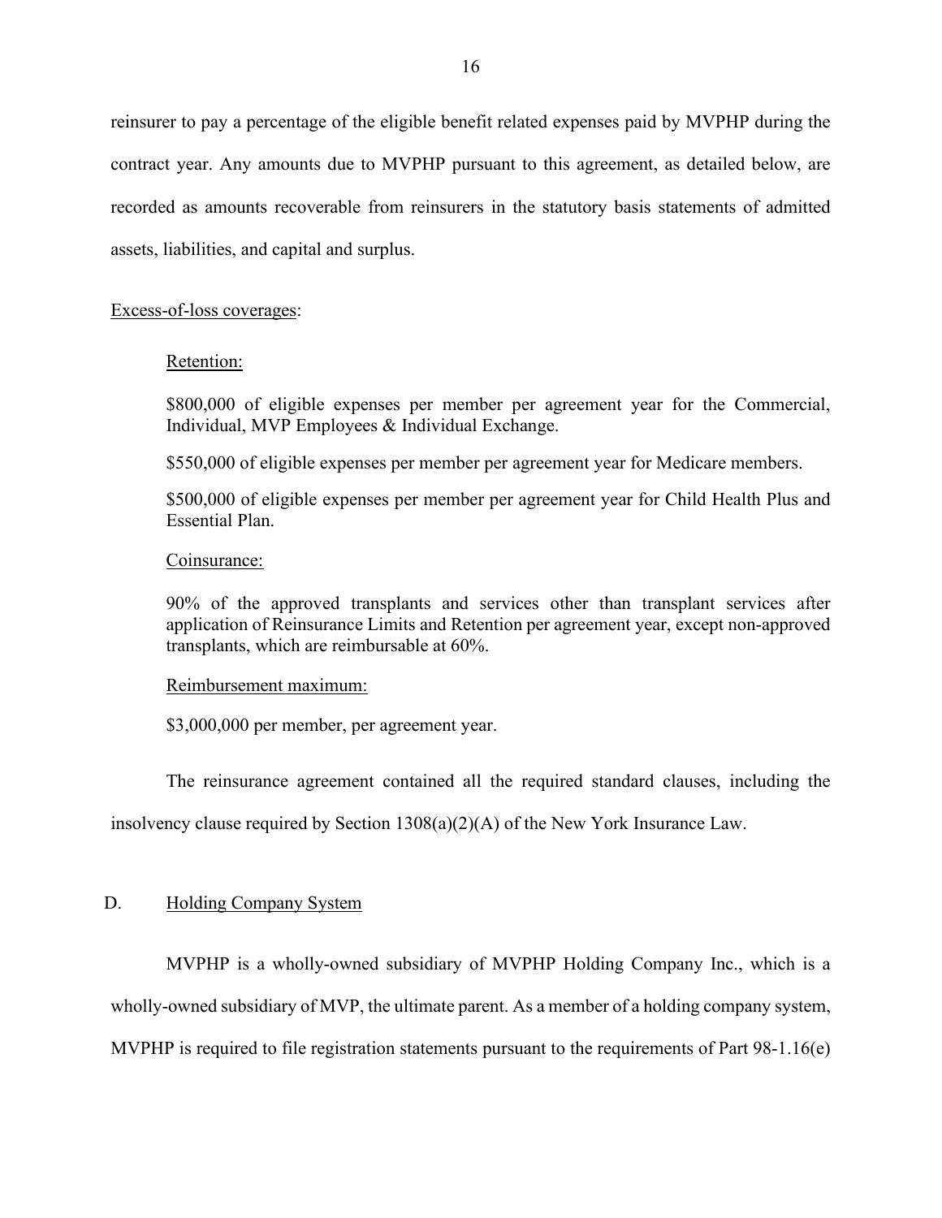reinsurer to pay a percentage of the eligible benefit related expenses paid by MVPHP during the contract year. Any amounts due to MVPHP pursuant to this agreement, as detailed below, are recorded as amounts recoverable from reinsurers in the statutory basis statements of admitted assets, liabilities, and capital and surplus.

Excess-of-loss coverages:

Retention:

$800,000 of eligible expenses per member per agreement year for the Commercial, Individual, MVP Employees & Individual Exchange.

$550,000 of eligible expenses per member per agreement year for Medicare members.

$500,000 of eligible expenses per member per agreement year for Child Health Plus and Essential Plan.

Coinsurance:

90% of the approved transplants and services other than transplant services after application of Reinsurance Limits and Retention per agreement year, except non-approved transplants, which are reimbursable at 60%.

Reimbursement maximum:

$3,000,000 per member, per agreement year.

The reinsurance agreement contained all the required standard clauses, including the insolvency clause required by Section 1308(a)(2)(A) of the New York Insurance Law.

## D. Holding Company System

MVPHP is a wholly-owned subsidiary of MVPHP Holding Company Inc., which is a wholly-owned subsidiary of MVP, the ultimate parent. As a member of a holding company system, MVPHP is required to file registration statements pursuant to the requirements of Part 98-1.16(e)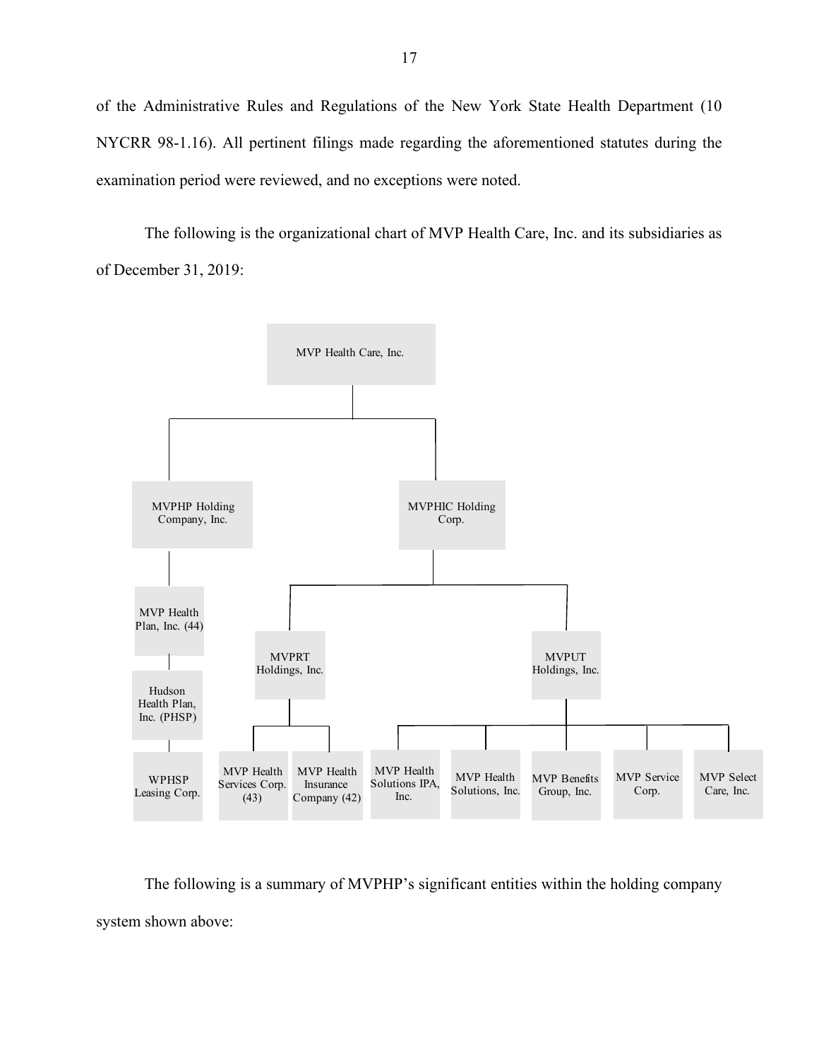of the Administrative Rules and Regulations of the New York State Health Department (10 NYCRR 98-1.16). All pertinent filings made regarding the aforementioned statutes during the examination period were reviewed, and no exceptions were noted.

The following is the organizational chart of MVP Health Care, Inc. and its subsidiaries as of December 31, 2019:

- MVP Health Care, Inc.
  - MVPHP Holding Company, Inc.
    - MVP Health Plan, Inc. (44)
      - Hudson Health Plan, Inc. (PHSP)
        - WPHSP Leasing Corp.
  - MVPHIC Holding Corp.
    - MVPRT Holdings, Inc.
      - MVP Health Services Corp. (43)
      - MVP Health Insurance Company (42)
    - MVPUT Holdings, Inc.
      - MVP Health Solutions IPA, Inc.
      - MVP Health Solutions, Inc.
      - MVP Benefits Group, Inc.
      - MVP Service Corp.
      - MVP Select Care, Inc.

The following is a summary of MVPHP's significant entities within the holding company system shown above: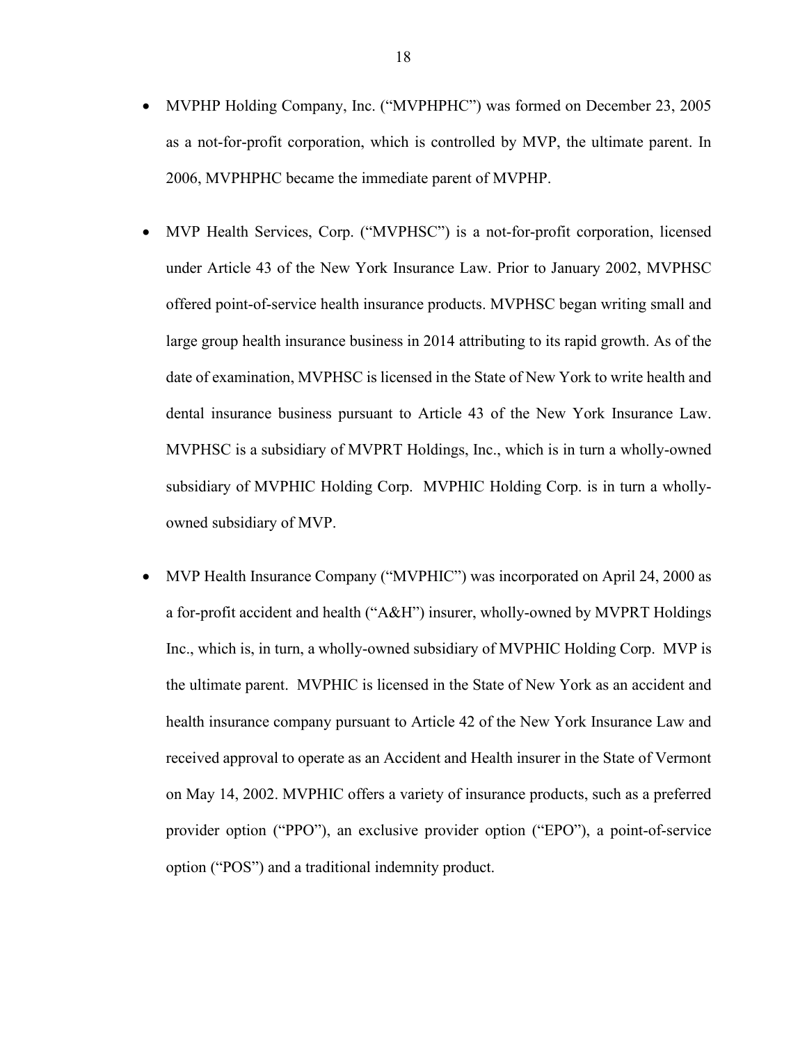- MVPHP Holding Company, Inc. ("MVPHPHC") was formed on December 23, 2005 as a not-for-profit corporation, which is controlled by MVP, the ultimate parent. In 2006, MVPHPHC became the immediate parent of MVPHP.

- MVP Health Services, Corp. ("MVPHSC") is a not-for-profit corporation, licensed under Article 43 of the New York Insurance Law. Prior to January 2002, MVPHSC offered point-of-service health insurance products. MVPHSC began writing small and large group health insurance business in 2014 attributing to its rapid growth. As of the date of examination, MVPHSC is licensed in the State of New York to write health and dental insurance business pursuant to Article 43 of the New York Insurance Law. MVPHSC is a subsidiary of MVPRT Holdings, Inc., which is in turn a wholly-owned subsidiary of MVPHIC Holding Corp. MVPHIC Holding Corp. is in turn a wholly-owned subsidiary of MVP.

- MVP Health Insurance Company ("MVPHIC") was incorporated on April 24, 2000 as a for-profit accident and health ("A&H") insurer, wholly-owned by MVPRT Holdings Inc., which is, in turn, a wholly-owned subsidiary of MVPHIC Holding Corp. MVP is the ultimate parent. MVPHIC is licensed in the State of New York as an accident and health insurance company pursuant to Article 42 of the New York Insurance Law and received approval to operate as an Accident and Health insurer in the State of Vermont on May 14, 2002. MVPHIC offers a variety of insurance products, such as a preferred provider option ("PPO"), an exclusive provider option ("EPO"), a point-of-service option ("POS") and a traditional indemnity product.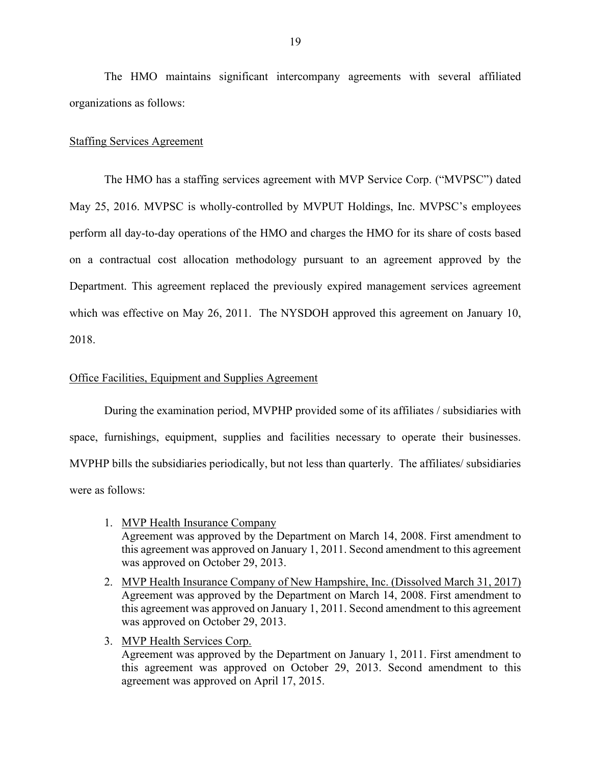The HMO maintains significant intercompany agreements with several affiliated organizations as follows:

Staffing Services Agreement

The HMO has a staffing services agreement with MVP Service Corp. ("MVPSC") dated May 25, 2016. MVPSC is wholly-controlled by MVPUT Holdings, Inc. MVPSC's employees perform all day-to-day operations of the HMO and charges the HMO for its share of costs based on a contractual cost allocation methodology pursuant to an agreement approved by the Department. This agreement replaced the previously expired management services agreement which was effective on May 26, 2011. The NYSDOH approved this agreement on January 10, 2018.

Office Facilities, Equipment and Supplies Agreement

During the examination period, MVPHP provided some of its affiliates / subsidiaries with space, furnishings, equipment, supplies and facilities necessary to operate their businesses. MVPHP bills the subsidiaries periodically, but not less than quarterly. The affiliates/ subsidiaries were as follows:

1. MVP Health Insurance Company
   Agreement was approved by the Department on March 14, 2008. First amendment to this agreement was approved on January 1, 2011. Second amendment to this agreement was approved on October 29, 2013.
2. MVP Health Insurance Company of New Hampshire, Inc. (Dissolved March 31, 2017)
   Agreement was approved by the Department on March 14, 2008. First amendment to this agreement was approved on January 1, 2011. Second amendment to this agreement was approved on October 29, 2013.
3. MVP Health Services Corp.
   Agreement was approved by the Department on January 1, 2011. First amendment to this agreement was approved on October 29, 2013. Second amendment to this agreement was approved on April 17, 2015.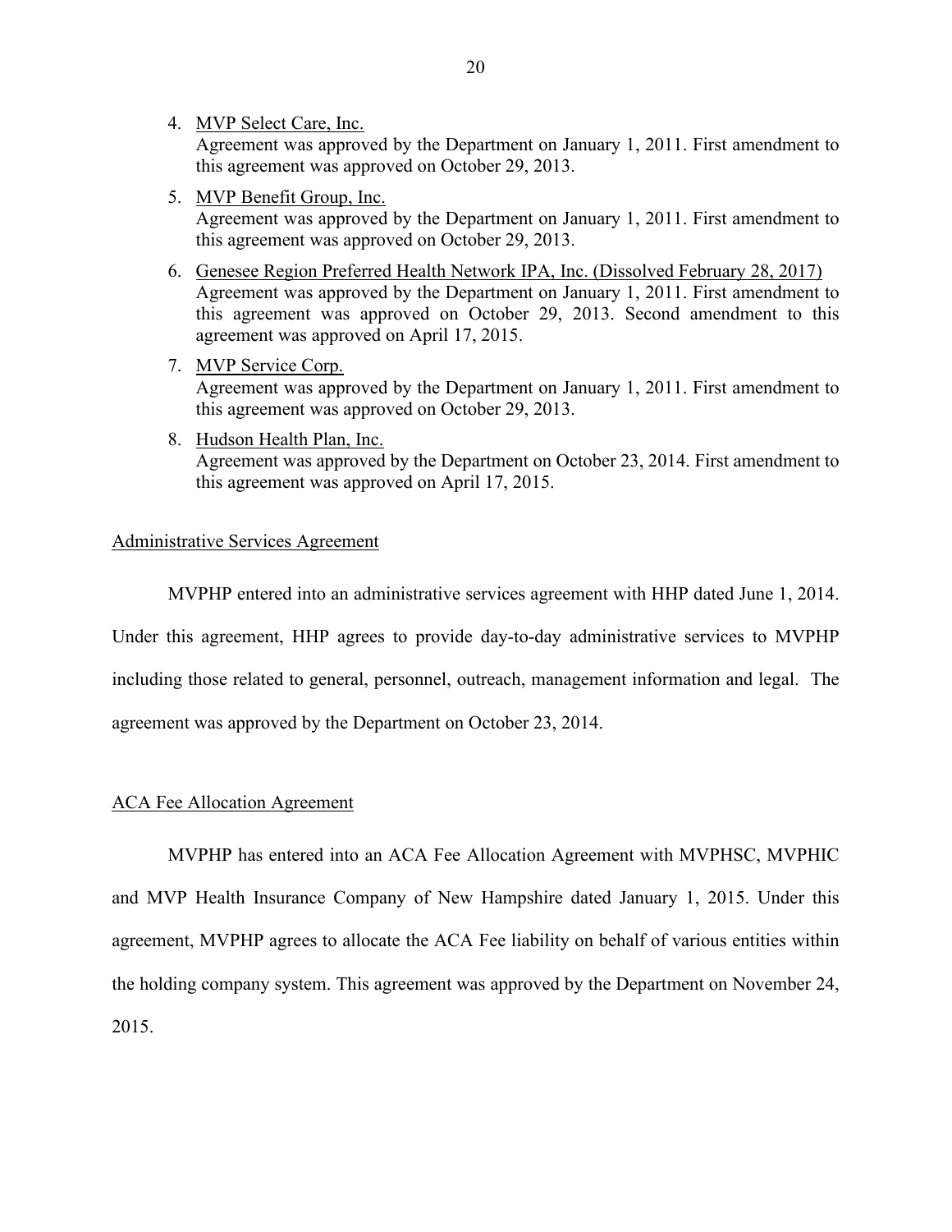4. MVP Select Care, Inc.
   Agreement was approved by the Department on January 1, 2011. First amendment to this agreement was approved on October 29, 2013.

5. MVP Benefit Group, Inc.
   Agreement was approved by the Department on January 1, 2011. First amendment to this agreement was approved on October 29, 2013.

6. Genesee Region Preferred Health Network IPA, Inc. (Dissolved February 28, 2017)
   Agreement was approved by the Department on January 1, 2011. First amendment to this agreement was approved on October 29, 2013. Second amendment to this agreement was approved on April 17, 2015.

7. MVP Service Corp.
   Agreement was approved by the Department on January 1, 2011. First amendment to this agreement was approved on October 29, 2013.

8. Hudson Health Plan, Inc.
   Agreement was approved by the Department on October 23, 2014. First amendment to this agreement was approved on April 17, 2015.

Administrative Services Agreement

MVPHP entered into an administrative services agreement with HHP dated June 1, 2014. Under this agreement, HHP agrees to provide day-to-day administrative services to MVPHP including those related to general, personnel, outreach, management information and legal. The agreement was approved by the Department on October 23, 2014.

ACA Fee Allocation Agreement

MVPHP has entered into an ACA Fee Allocation Agreement with MVPHSC, MVPHIC and MVP Health Insurance Company of New Hampshire dated January 1, 2015. Under this agreement, MVPHP agrees to allocate the ACA Fee liability on behalf of various entities within the holding company system. This agreement was approved by the Department on November 24, 2015.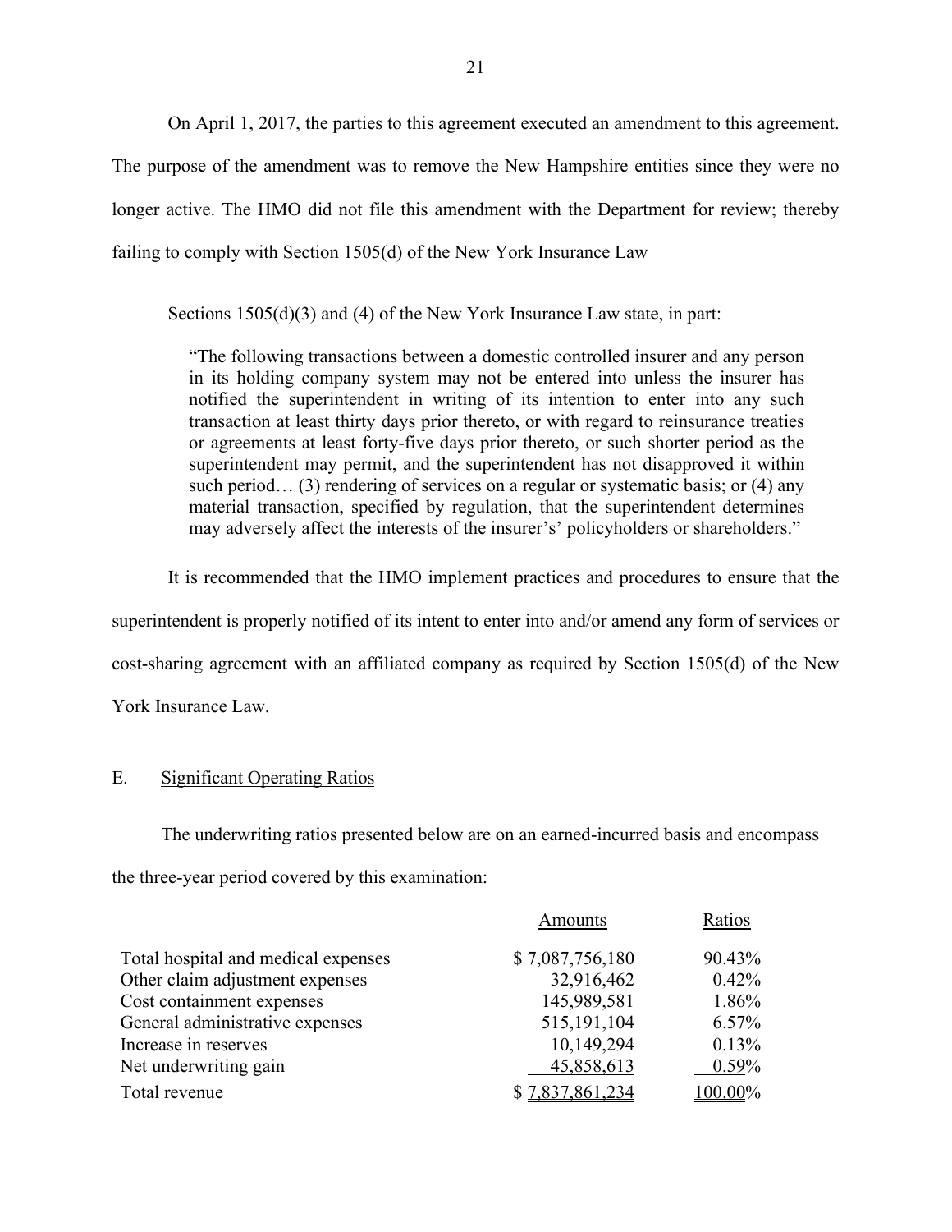On April 1, 2017, the parties to this agreement executed an amendment to this agreement. The purpose of the amendment was to remove the New Hampshire entities since they were no longer active. The HMO did not file this amendment with the Department for review; thereby failing to comply with Section 1505(d) of the New York Insurance Law

Sections 1505(d)(3) and (4) of the New York Insurance Law state, in part:

> "The following transactions between a domestic controlled insurer and any person in its holding company system may not be entered into unless the insurer has notified the superintendent in writing of its intention to enter into any such transaction at least thirty days prior thereto, or with regard to reinsurance treaties or agreements at least forty-five days prior thereto, or such shorter period as the superintendent may permit, and the superintendent has not disapproved it within such period… (3) rendering of services on a regular or systematic basis; or (4) any material transaction, specified by regulation, that the superintendent determines may adversely affect the interests of the insurer's' policyholders or shareholders."

It is recommended that the HMO implement practices and procedures to ensure that the superintendent is properly notified of its intent to enter into and/or amend any form of services or cost-sharing agreement with an affiliated company as required by Section 1505(d) of the New York Insurance Law.

## E. Significant Operating Ratios

The underwriting ratios presented below are on an earned-incurred basis and encompass the three-year period covered by this examination:

| | Amounts | Ratios |
|---|---|---|
| Total hospital and medical expenses | $ 7,087,756,180 | 90.43% |
| Other claim adjustment expenses | 32,916,462 | 0.42% |
| Cost containment expenses | 145,989,581 | 1.86% |
| General administrative expenses | 515,191,104 | 6.57% |
| Increase in reserves | 10,149,294 | 0.13% |
| Net underwriting gain | 45,858,613 | 0.59% |
| Total revenue | $ 7,837,861,234 | 100.00% |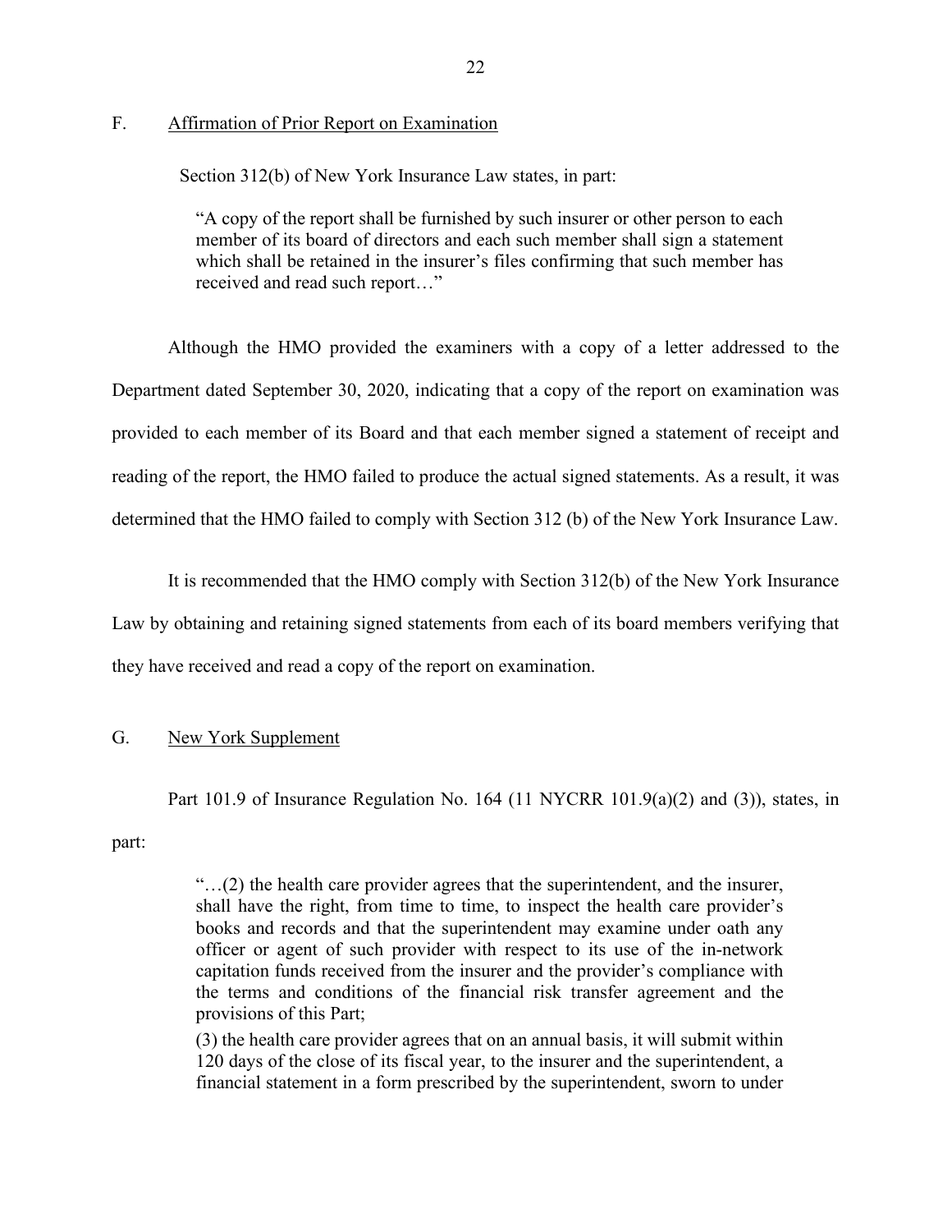## F. Affirmation of Prior Report on Examination

Section 312(b) of New York Insurance Law states, in part:

> "A copy of the report shall be furnished by such insurer or other person to each member of its board of directors and each such member shall sign a statement which shall be retained in the insurer's files confirming that such member has received and read such report…"

Although the HMO provided the examiners with a copy of a letter addressed to the Department dated September 30, 2020, indicating that a copy of the report on examination was provided to each member of its Board and that each member signed a statement of receipt and reading of the report, the HMO failed to produce the actual signed statements. As a result, it was determined that the HMO failed to comply with Section 312 (b) of the New York Insurance Law.

It is recommended that the HMO comply with Section 312(b) of the New York Insurance Law by obtaining and retaining signed statements from each of its board members verifying that they have received and read a copy of the report on examination.

## G. New York Supplement

Part 101.9 of Insurance Regulation No. 164 (11 NYCRR 101.9(a)(2) and (3)), states, in part:

> "…(2) the health care provider agrees that the superintendent, and the insurer, shall have the right, from time to time, to inspect the health care provider's books and records and that the superintendent may examine under oath any officer or agent of such provider with respect to its use of the in-network capitation funds received from the insurer and the provider's compliance with the terms and conditions of the financial risk transfer agreement and the provisions of this Part;
>
> (3) the health care provider agrees that on an annual basis, it will submit within 120 days of the close of its fiscal year, to the insurer and the superintendent, a financial statement in a form prescribed by the superintendent, sworn to under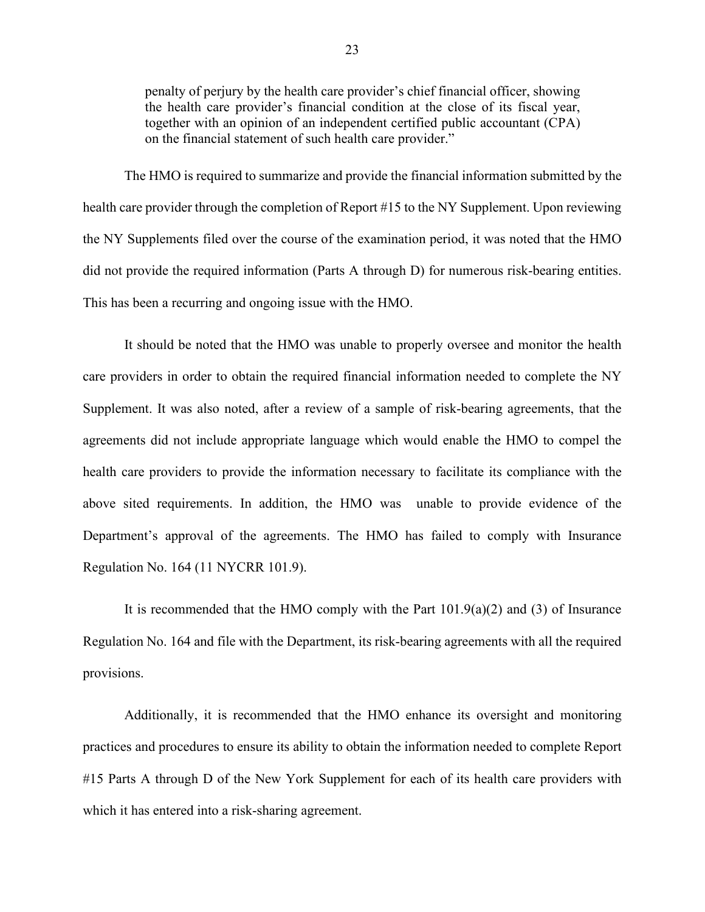> penalty of perjury by the health care provider's chief financial officer, showing the health care provider's financial condition at the close of its fiscal year, together with an opinion of an independent certified public accountant (CPA) on the financial statement of such health care provider."

The HMO is required to summarize and provide the financial information submitted by the health care provider through the completion of Report #15 to the NY Supplement. Upon reviewing the NY Supplements filed over the course of the examination period, it was noted that the HMO did not provide the required information (Parts A through D) for numerous risk-bearing entities. This has been a recurring and ongoing issue with the HMO.

It should be noted that the HMO was unable to properly oversee and monitor the health care providers in order to obtain the required financial information needed to complete the NY Supplement. It was also noted, after a review of a sample of risk-bearing agreements, that the agreements did not include appropriate language which would enable the HMO to compel the health care providers to provide the information necessary to facilitate its compliance with the above sited requirements. In addition, the HMO was unable to provide evidence of the Department's approval of the agreements. The HMO has failed to comply with Insurance Regulation No. 164 (11 NYCRR 101.9).

It is recommended that the HMO comply with the Part 101.9(a)(2) and (3) of Insurance Regulation No. 164 and file with the Department, its risk-bearing agreements with all the required provisions.

Additionally, it is recommended that the HMO enhance its oversight and monitoring practices and procedures to ensure its ability to obtain the information needed to complete Report #15 Parts A through D of the New York Supplement for each of its health care providers with which it has entered into a risk-sharing agreement.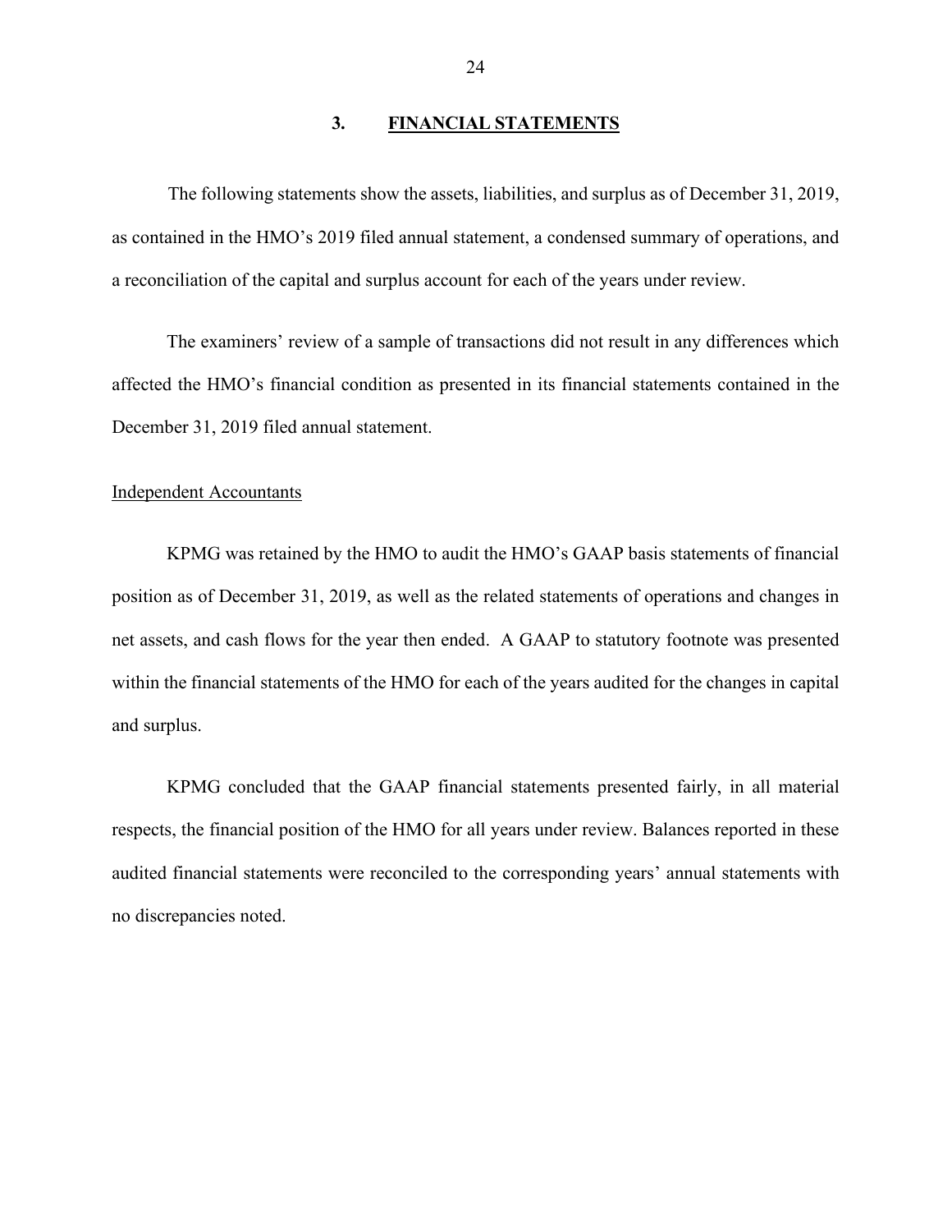## 3. FINANCIAL STATEMENTS

The following statements show the assets, liabilities, and surplus as of December 31, 2019, as contained in the HMO's 2019 filed annual statement, a condensed summary of operations, and a reconciliation of the capital and surplus account for each of the years under review.

The examiners' review of a sample of transactions did not result in any differences which affected the HMO's financial condition as presented in its financial statements contained in the December 31, 2019 filed annual statement.

Independent Accountants

KPMG was retained by the HMO to audit the HMO's GAAP basis statements of financial position as of December 31, 2019, as well as the related statements of operations and changes in net assets, and cash flows for the year then ended. A GAAP to statutory footnote was presented within the financial statements of the HMO for each of the years audited for the changes in capital and surplus.

KPMG concluded that the GAAP financial statements presented fairly, in all material respects, the financial position of the HMO for all years under review. Balances reported in these audited financial statements were reconciled to the corresponding years' annual statements with no discrepancies noted.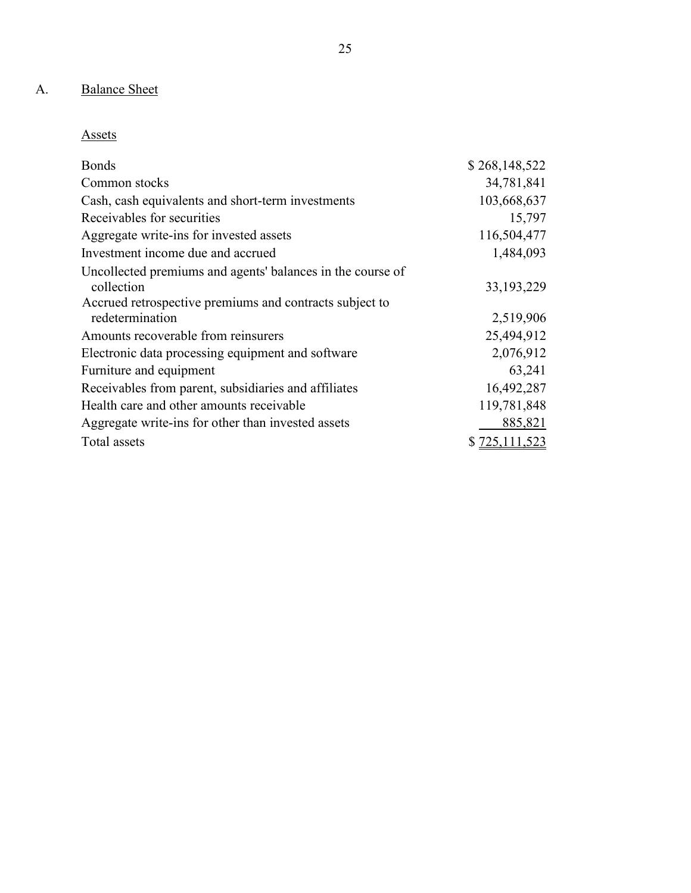## A. Balance Sheet

### Assets

| | |
|---|---|
| Bonds | $ 268,148,522 |
| Common stocks | 34,781,841 |
| Cash, cash equivalents and short-term investments | 103,668,637 |
| Receivables for securities | 15,797 |
| Aggregate write-ins for invested assets | 116,504,477 |
| Investment income due and accrued | 1,484,093 |
| Uncollected premiums and agents' balances in the course of collection | 33,193,229 |
| Accrued retrospective premiums and contracts subject to redetermination | 2,519,906 |
| Amounts recoverable from reinsurers | 25,494,912 |
| Electronic data processing equipment and software | 2,076,912 |
| Furniture and equipment | 63,241 |
| Receivables from parent, subsidiaries and affiliates | 16,492,287 |
| Health care and other amounts receivable | 119,781,848 |
| Aggregate write-ins for other than invested assets | 885,821 |
| Total assets | $ 725,111,523 |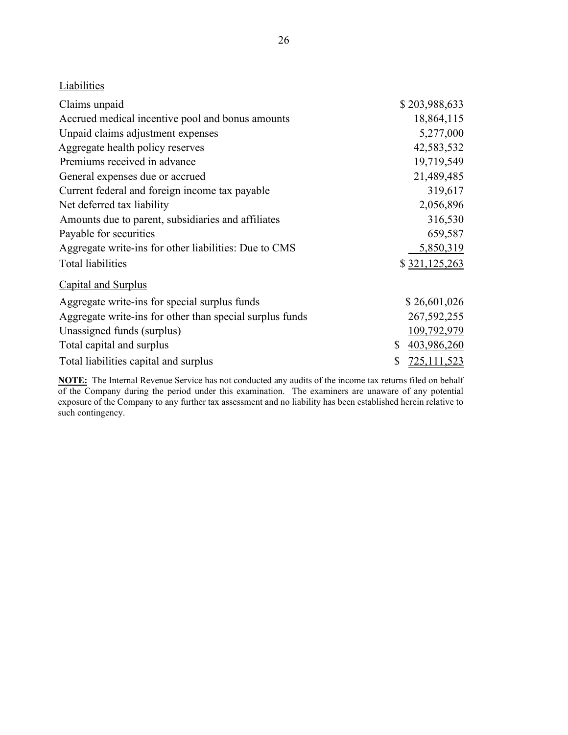| Liabilities | |
|---|---|
| Claims unpaid | $ 203,988,633 |
| Accrued medical incentive pool and bonus amounts | 18,864,115 |
| Unpaid claims adjustment expenses | 5,277,000 |
| Aggregate health policy reserves | 42,583,532 |
| Premiums received in advance | 19,719,549 |
| General expenses due or accrued | 21,489,485 |
| Current federal and foreign income tax payable | 319,617 |
| Net deferred tax liability | 2,056,896 |
| Amounts due to parent, subsidiaries and affiliates | 316,530 |
| Payable for securities | 659,587 |
| Aggregate write-ins for other liabilities: Due to CMS | 5,850,319 |
| Total liabilities | $ 321,125,263 |
| **Capital and Surplus** | |
| Aggregate write-ins for special surplus funds | $ 26,601,026 |
| Aggregate write-ins for other than special surplus funds | 267,592,255 |
| Unassigned funds (surplus) | 109,792,979 |
| Total capital and surplus | $ 403,986,260 |
| Total liabilities capital and surplus | $ 725,111,523 |

**NOTE:** The Internal Revenue Service has not conducted any audits of the income tax returns filed on behalf of the Company during the period under this examination. The examiners are unaware of any potential exposure of the Company to any further tax assessment and no liability has been established herein relative to such contingency.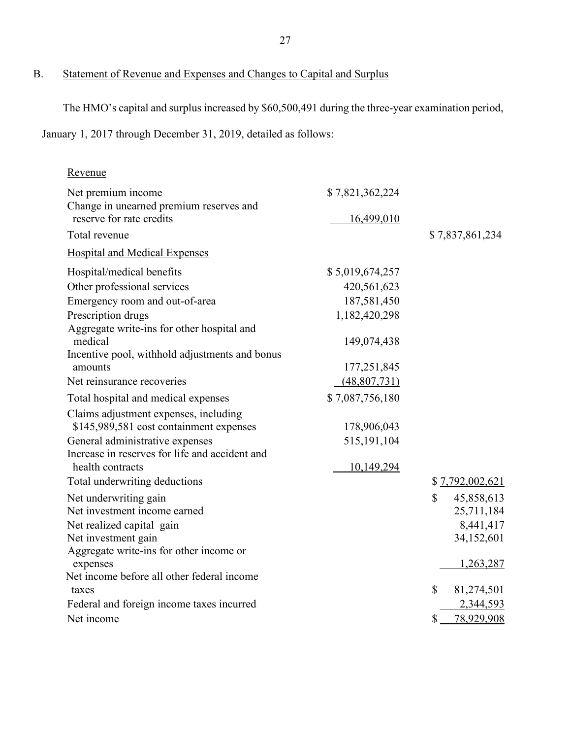## B. Statement of Revenue and Expenses and Changes to Capital and Surplus

The HMO's capital and surplus increased by $60,500,491 during the three-year examination period, January 1, 2017 through December 31, 2019, detailed as follows:

| | | |
|---|---|---|
| Revenue | | |
| Net premium income | $ 7,821,362,224 | |
| Change in unearned premium reserves and reserve for rate credits | 16,499,010 | |
| Total revenue | | $ 7,837,861,234 |
| Hospital and Medical Expenses | | |
| Hospital/medical benefits | $ 5,019,674,257 | |
| Other professional services | 420,561,623 | |
| Emergency room and out-of-area | 187,581,450 | |
| Prescription drugs | 1,182,420,298 | |
| Aggregate write-ins for other hospital and medical | 149,074,438 | |
| Incentive pool, withhold adjustments and bonus amounts | 177,251,845 | |
| Net reinsurance recoveries | (48,807,731) | |
| Total hospital and medical expenses | $ 7,087,756,180 | |
| Claims adjustment expenses, including $145,989,581 cost containment expenses | 178,906,043 | |
| General administrative expenses | 515,191,104 | |
| Increase in reserves for life and accident and health contracts | 10,149,294 | |
| Total underwriting deductions | | $ 7,792,002,621 |
| Net underwriting gain | | $ 45,858,613 |
| Net investment income earned | | 25,711,184 |
| Net realized capital gain | | 8,441,417 |
| Net investment gain | | 34,152,601 |
| Aggregate write-ins for other income or expenses | | 1,263,287 |
| Net income before all other federal income taxes | | $ 81,274,501 |
| Federal and foreign income taxes incurred | | 2,344,593 |
| Net income | | $ 78,929,908 |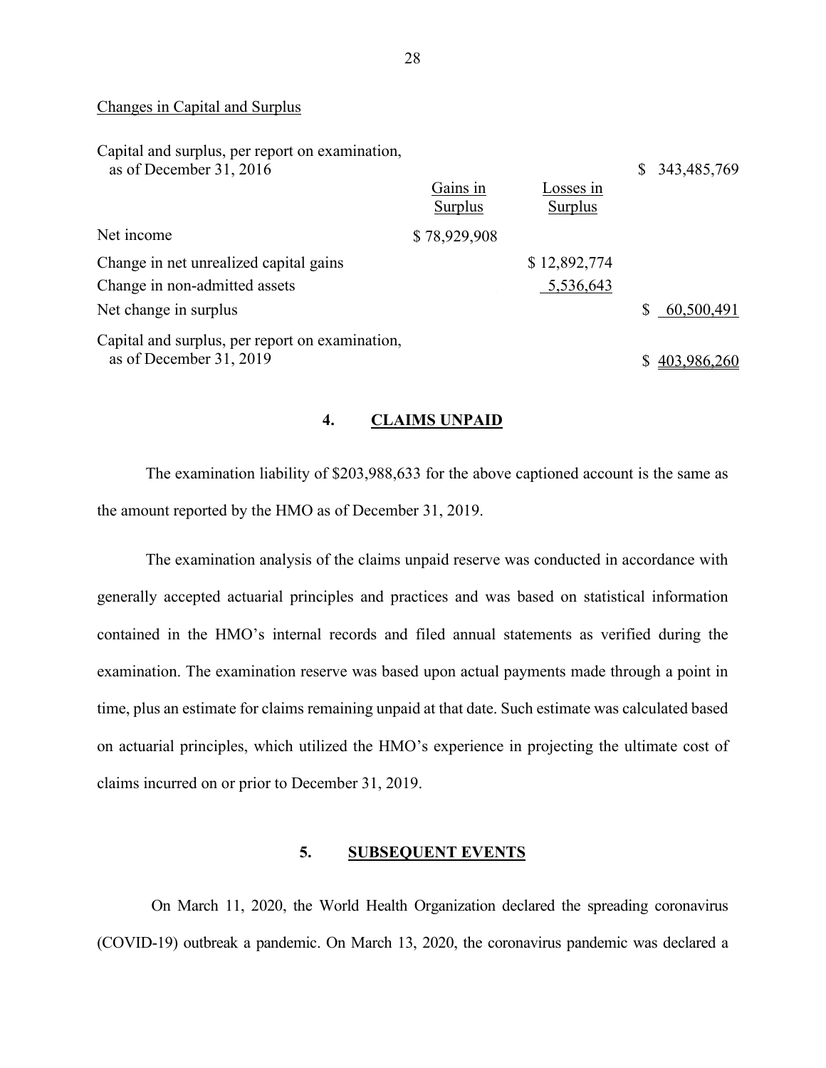Changes in Capital and Surplus

| | Gains in Surplus | Losses in Surplus | |
|---|---|---|---|
| Capital and surplus, per report on examination, as of December 31, 2016 | | | $ 343,485,769 |
| Net income | $ 78,929,908 | | |
| Change in net unrealized capital gains | | $ 12,892,774 | |
| Change in non-admitted assets | | 5,536,643 | |
| Net change in surplus | | | $ 60,500,491 |
| Capital and surplus, per report on examination, as of December 31, 2019 | | | $ 403,986,260 |

## 4. CLAIMS UNPAID

The examination liability of $203,988,633 for the above captioned account is the same as the amount reported by the HMO as of December 31, 2019.

The examination analysis of the claims unpaid reserve was conducted in accordance with generally accepted actuarial principles and practices and was based on statistical information contained in the HMO's internal records and filed annual statements as verified during the examination. The examination reserve was based upon actual payments made through a point in time, plus an estimate for claims remaining unpaid at that date. Such estimate was calculated based on actuarial principles, which utilized the HMO's experience in projecting the ultimate cost of claims incurred on or prior to December 31, 2019.

## 5. SUBSEQUENT EVENTS

On March 11, 2020, the World Health Organization declared the spreading coronavirus (COVID-19) outbreak a pandemic. On March 13, 2020, the coronavirus pandemic was declared a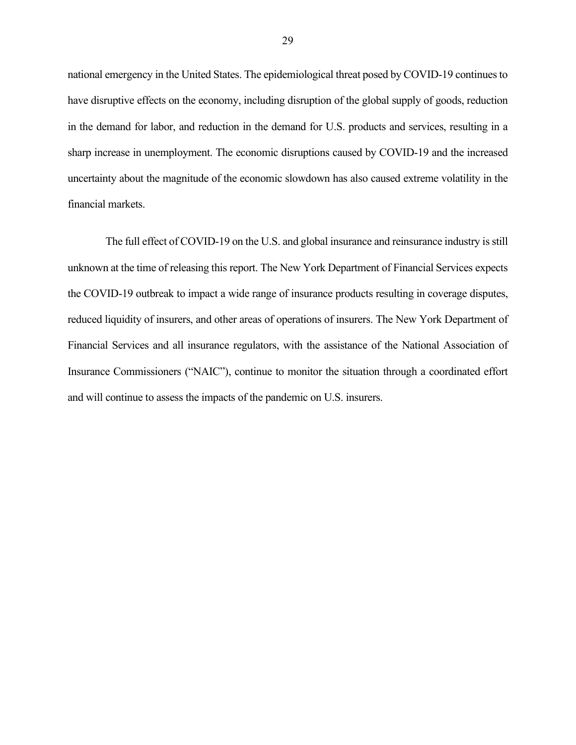national emergency in the United States. The epidemiological threat posed by COVID-19 continues to have disruptive effects on the economy, including disruption of the global supply of goods, reduction in the demand for labor, and reduction in the demand for U.S. products and services, resulting in a sharp increase in unemployment. The economic disruptions caused by COVID-19 and the increased uncertainty about the magnitude of the economic slowdown has also caused extreme volatility in the financial markets.

The full effect of COVID-19 on the U.S. and global insurance and reinsurance industry is still unknown at the time of releasing this report. The New York Department of Financial Services expects the COVID-19 outbreak to impact a wide range of insurance products resulting in coverage disputes, reduced liquidity of insurers, and other areas of operations of insurers. The New York Department of Financial Services and all insurance regulators, with the assistance of the National Association of Insurance Commissioners ("NAIC"), continue to monitor the situation through a coordinated effort and will continue to assess the impacts of the pandemic on U.S. insurers.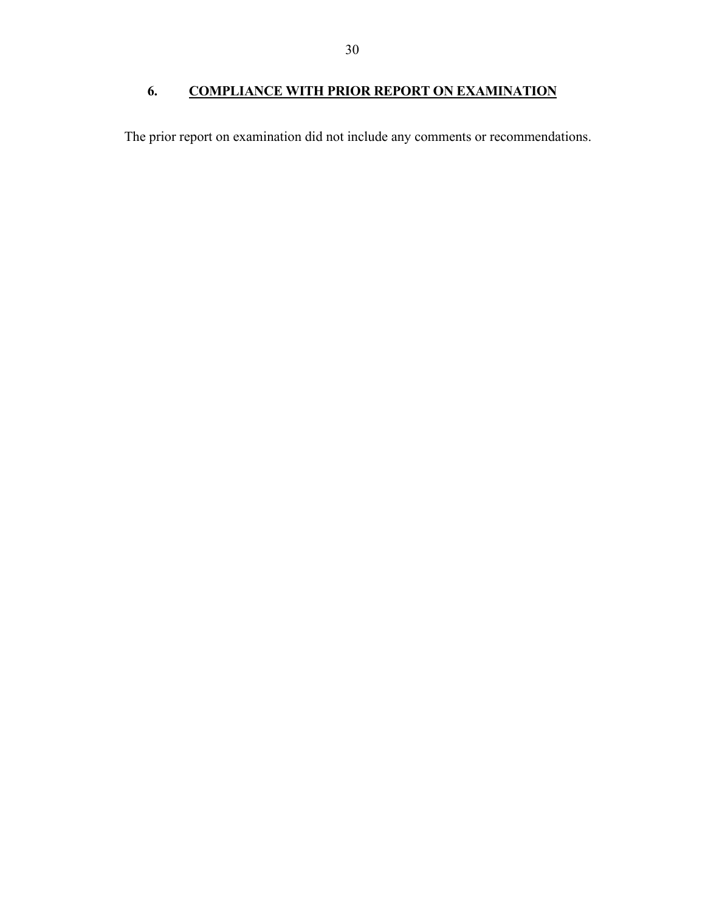## 6. COMPLIANCE WITH PRIOR REPORT ON EXAMINATION

The prior report on examination did not include any comments or recommendations.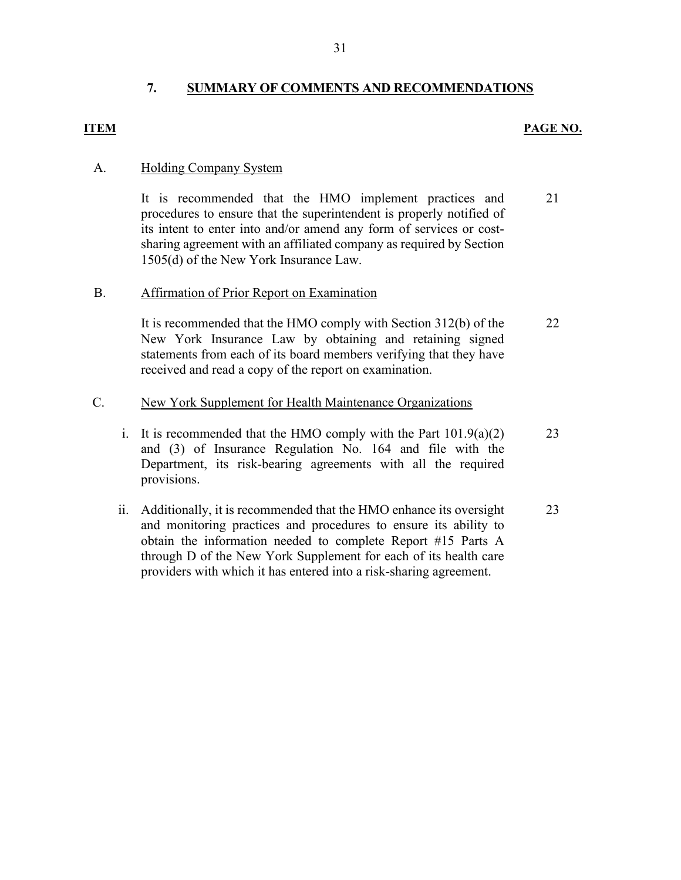## 7. SUMMARY OF COMMENTS AND RECOMMENDATIONS

| ITEM | | PAGE NO. |
|---|---|---|
| A. | **Holding Company System** | |
| | It is recommended that the HMO implement practices and procedures to ensure that the superintendent is properly notified of its intent to enter into and/or amend any form of services or cost-sharing agreement with an affiliated company as required by Section 1505(d) of the New York Insurance Law. | 21 |
| B. | **Affirmation of Prior Report on Examination** | |
| | It is recommended that the HMO comply with Section 312(b) of the New York Insurance Law by obtaining and retaining signed statements from each of its board members verifying that they have received and read a copy of the report on examination. | 22 |
| C. | **New York Supplement for Health Maintenance Organizations** | |
| | i. It is recommended that the HMO comply with the Part 101.9(a)(2) and (3) of Insurance Regulation No. 164 and file with the Department, its risk-bearing agreements with all the required provisions. | 23 |
| | ii. Additionally, it is recommended that the HMO enhance its oversight and monitoring practices and procedures to ensure its ability to obtain the information needed to complete Report #15 Parts A through D of the New York Supplement for each of its health care providers with which it has entered into a risk-sharing agreement. | 23 |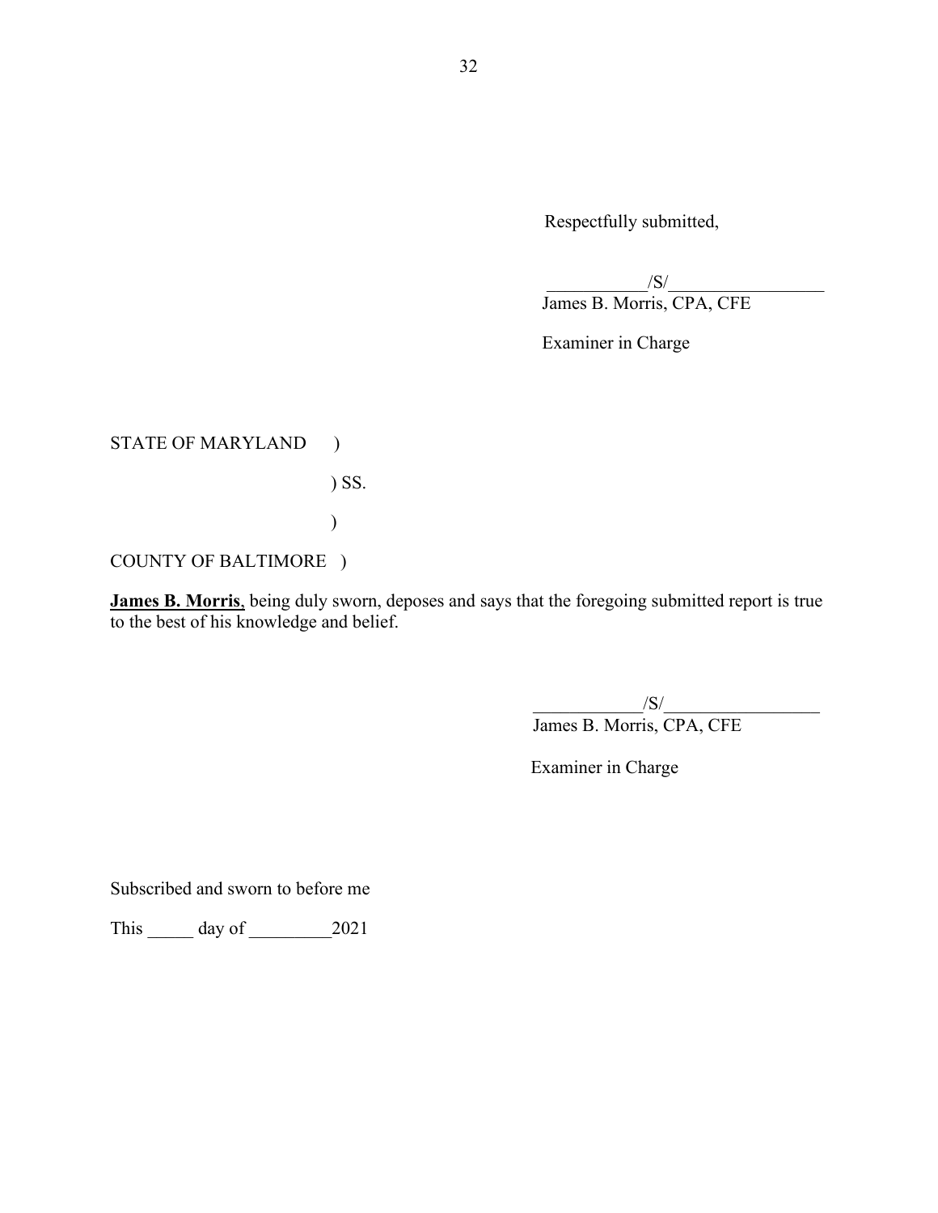Respectfully submitted,

\_\_\_\_\_\_\_\_\_\_\_/S/\_\_\_\_\_\_\_\_\_\_\_\_\_\_\_\_\_
James B. Morris, CPA, CFE

Examiner in Charge

STATE OF MARYLAND )

) SS.

)

COUNTY OF BALTIMORE )

**James B. Morris**, being duly sworn, deposes and says that the foregoing submitted report is true to the best of his knowledge and belief.

\_\_\_\_\_\_\_\_\_\_\_\_/S/\_\_\_\_\_\_\_\_\_\_\_\_\_\_\_\_\_
James B. Morris, CPA, CFE

Examiner in Charge

Subscribed and sworn to before me

This \_\_\_\_\_ day of \_\_\_\_\_\_\_\_\_2021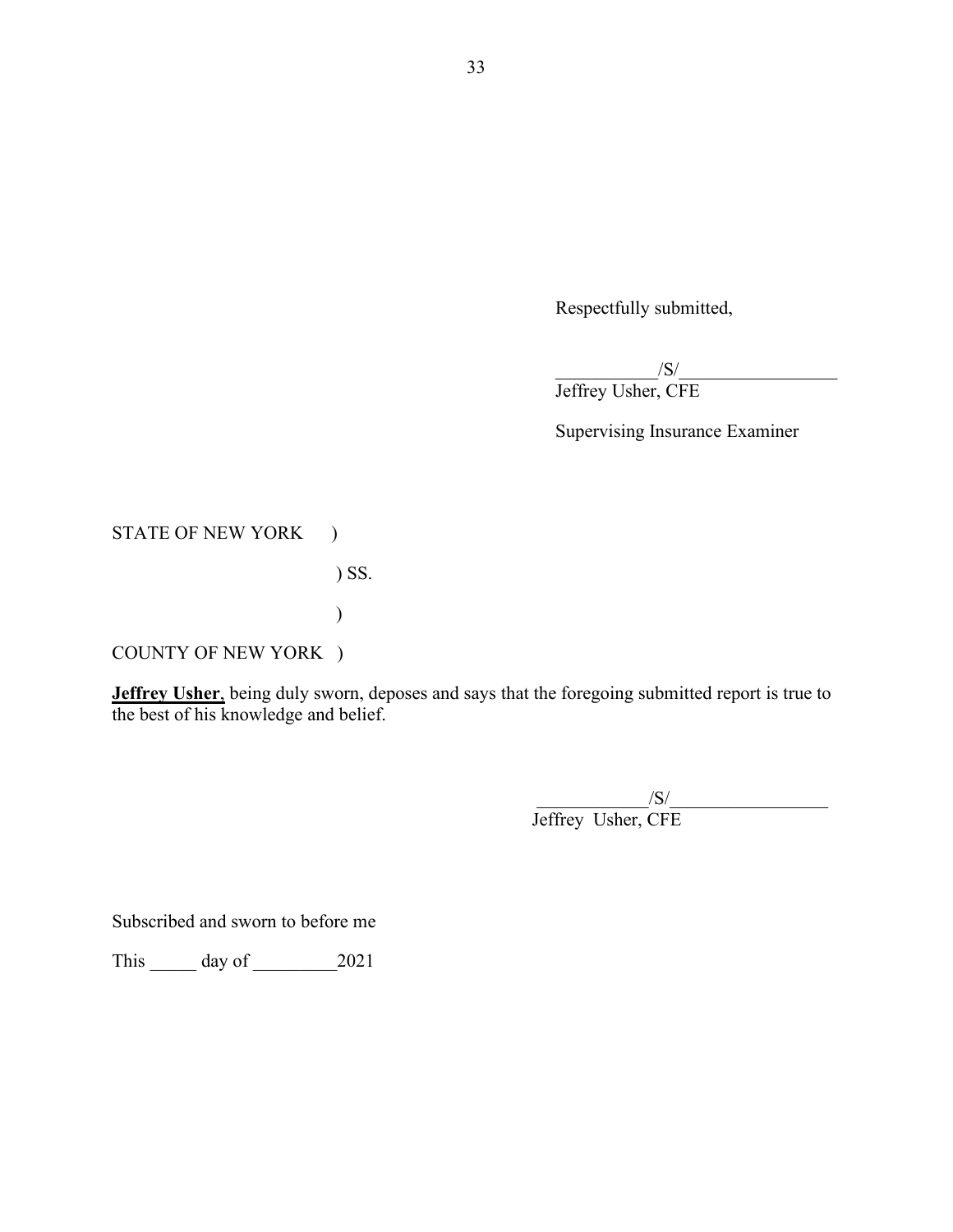Respectfully submitted,

\_\_\_\_\_\_\_\_\_\_\_/S/\_\_\_\_\_\_\_\_\_\_\_\_\_\_\_\_\_
Jeffrey Usher, CFE

Supervising Insurance Examiner

STATE OF NEW YORK )

) SS.

)

COUNTY OF NEW YORK )

**Jeffrey Usher**, being duly sworn, deposes and says that the foregoing submitted report is true to the best of his knowledge and belief.

\_\_\_\_\_\_\_\_\_\_\_\_/S/\_\_\_\_\_\_\_\_\_\_\_\_\_\_\_\_\_
Jeffrey Usher, CFE

Subscribed and sworn to before me

This \_\_\_\_\_ day of \_\_\_\_\_\_\_\_\_2021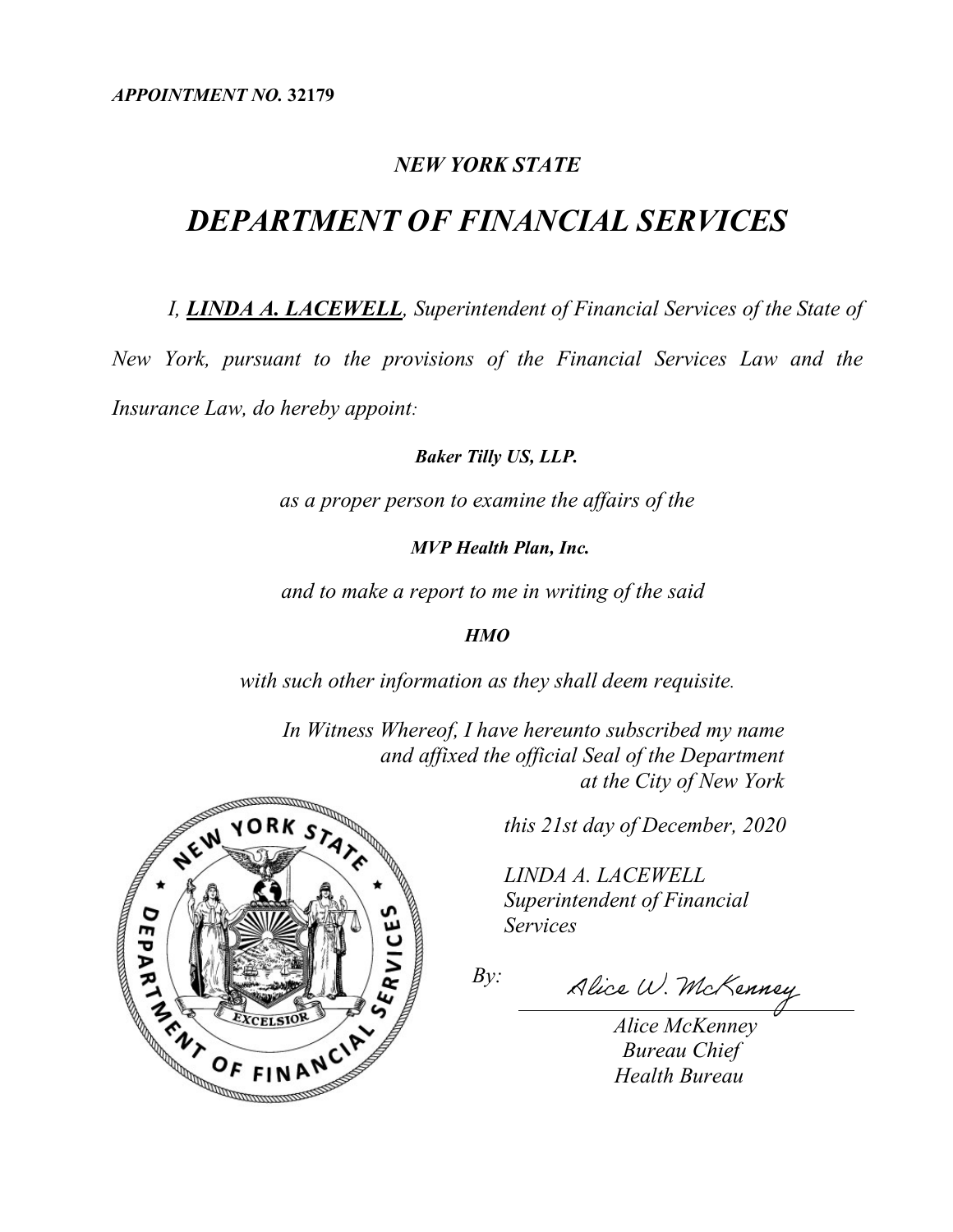***APPOINTMENT NO.* 32179**

## *NEW YORK STATE*

# *DEPARTMENT OF FINANCIAL SERVICES*

*I, **LINDA A. LACEWELL**, Superintendent of Financial Services of the State of New York, pursuant to the provisions of the Financial Services Law and the Insurance Law, do hereby appoint:*

***Baker Tilly US, LLP.***

*as a proper person to examine the affairs of the*

***MVP Health Plan, Inc.***

*and to make a report to me in writing of the said*

***HMO***

*with such other information as they shall deem requisite.*

*In Witness Whereof, I have hereunto subscribed my name and affixed the official Seal of the Department at the City of New York*

*this 21st day of December, 2020*

*LINDA A. LACEWELL*
*Superintendent of Financial Services*

*By:* Alice W. McKenney

*Alice McKenney*
*Bureau Chief*
*Health Bureau*